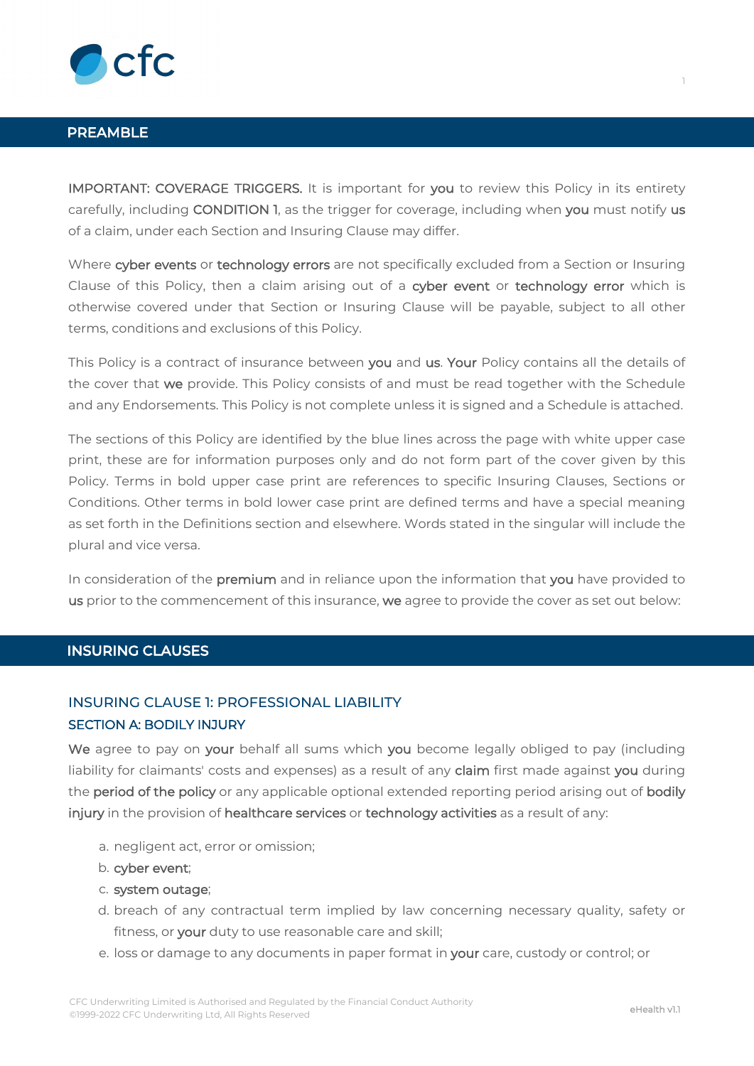## PREAMBLE

**IMPORTANT: COVERAGE TRIGGERS.** It is important for **you** to review this Policy in its entirety carefully, including **CONDITION 1**, as the trigger for coverage, including when **you** must notify **us** of a claim, under each Section and Insuring Clause may differ.

Where **cyber events** or **technology errors** are not specifically excluded from a Section or Insuring Clause of this Policy, then a claim arising out of a **cyber event** or **technology error** which is otherwise covered under that Section or Insuring Clause will be payable, subject to all other terms, conditions and exclusions of this Policy.

This Policy is a contract of insurance between **you** and **us**. **Your** Policy contains all the details of the cover that **we** provide. This Policy consists of and must be read together with the Schedule and any Endorsements. This Policy is not complete unless it is signed and a Schedule is attached.

The sections of this Policy are identified by the blue lines across the page with white upper case print, these are for information purposes only and do not form part of the cover given by this Policy. Terms in bold upper case print are references to specific Insuring Clauses, Sections or Conditions. Other terms in bold lower case print are defined terms and have a special meaning as set forth in the Definitions section and elsewhere. Words stated in the singular will include the plural and vice versa.

In consideration of the **premium** and in reliance upon the information that **you** have provided to **us** prior to the commencement of this insurance, **we** agree to provide the cover as set out below:

## INSURING CLAUSES

### INSURING CLAUSE 1: PROFESSIONAL LIABILITY

#### SECTION A: BODILY INJURY

**We** agree to pay on **your** behalf all sums which **you** become legally obliged to pay (including liability for claimants' costs and expenses) as a result of any **claim** first made against **you** during the **period of the policy** or any applicable optional extended reporting period arising out of **bodily injury** in the provision of **healthcare services** or **technology activities** as a result of any:

a. negligent act, error or omission;
b. **cyber event**;
c. **system outage**;
d. breach of any contractual term implied by law concerning necessary quality, safety or fitness, or **your** duty to use reasonable care and skill;
e. loss or damage to any documents in paper format in **your** care, custody or control; or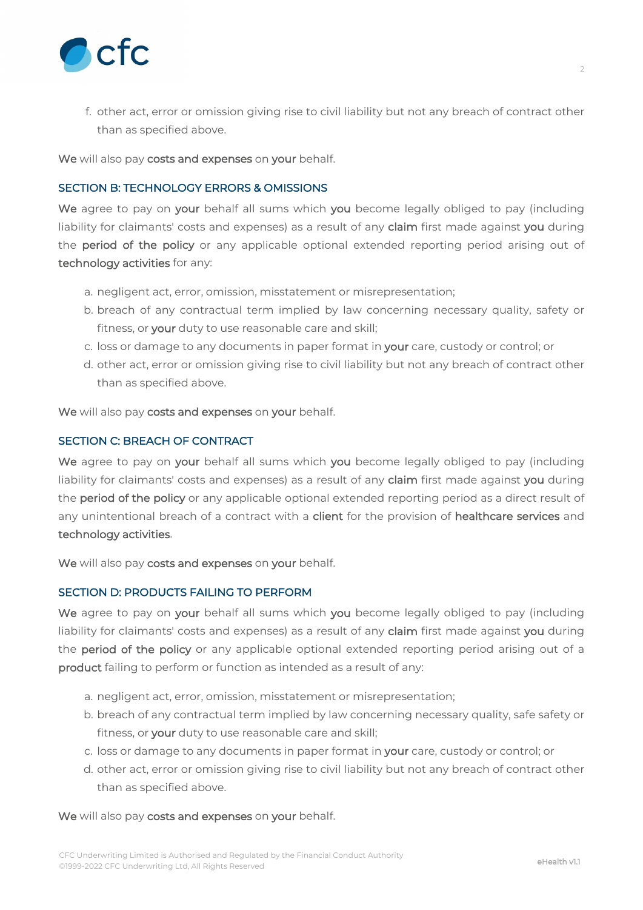f. other act, error or omission giving rise to civil liability but not any breach of contract other than as specified above.

**We** will also pay **costs and expenses** on **your** behalf.

### SECTION B: TECHNOLOGY ERRORS & OMISSIONS

**We** agree to pay on **your** behalf all sums which **you** become legally obliged to pay (including liability for claimants' costs and expenses) as a result of any **claim** first made against **you** during the **period of the policy** or any applicable optional extended reporting period arising out of **technology activities** for any:

a. negligent act, error, omission, misstatement or misrepresentation;
b. breach of any contractual term implied by law concerning necessary quality, safety or fitness, or **your** duty to use reasonable care and skill;
c. loss or damage to any documents in paper format in **your** care, custody or control; or
d. other act, error or omission giving rise to civil liability but not any breach of contract other than as specified above.

**We** will also pay **costs and expenses** on **your** behalf.

### SECTION C: BREACH OF CONTRACT

**We** agree to pay on **your** behalf all sums which **you** become legally obliged to pay (including liability for claimants' costs and expenses) as a result of any **claim** first made against **you** during the **period of the policy** or any applicable optional extended reporting period as a direct result of any unintentional breach of a contract with a **client** for the provision of **healthcare services** and **technology activities**.

**We** will also pay **costs and expenses** on **your** behalf.

### SECTION D: PRODUCTS FAILING TO PERFORM

**We** agree to pay on **your** behalf all sums which **you** become legally obliged to pay (including liability for claimants' costs and expenses) as a result of any **claim** first made against **you** during the **period of the policy** or any applicable optional extended reporting period arising out of a **product** failing to perform or function as intended as a result of any:

a. negligent act, error, omission, misstatement or misrepresentation;
b. breach of any contractual term implied by law concerning necessary quality, safe safety or fitness, or **your** duty to use reasonable care and skill;
c. loss or damage to any documents in paper format in **your** care, custody or control; or
d. other act, error or omission giving rise to civil liability but not any breach of contract other than as specified above.

**We** will also pay **costs and expenses** on **your** behalf.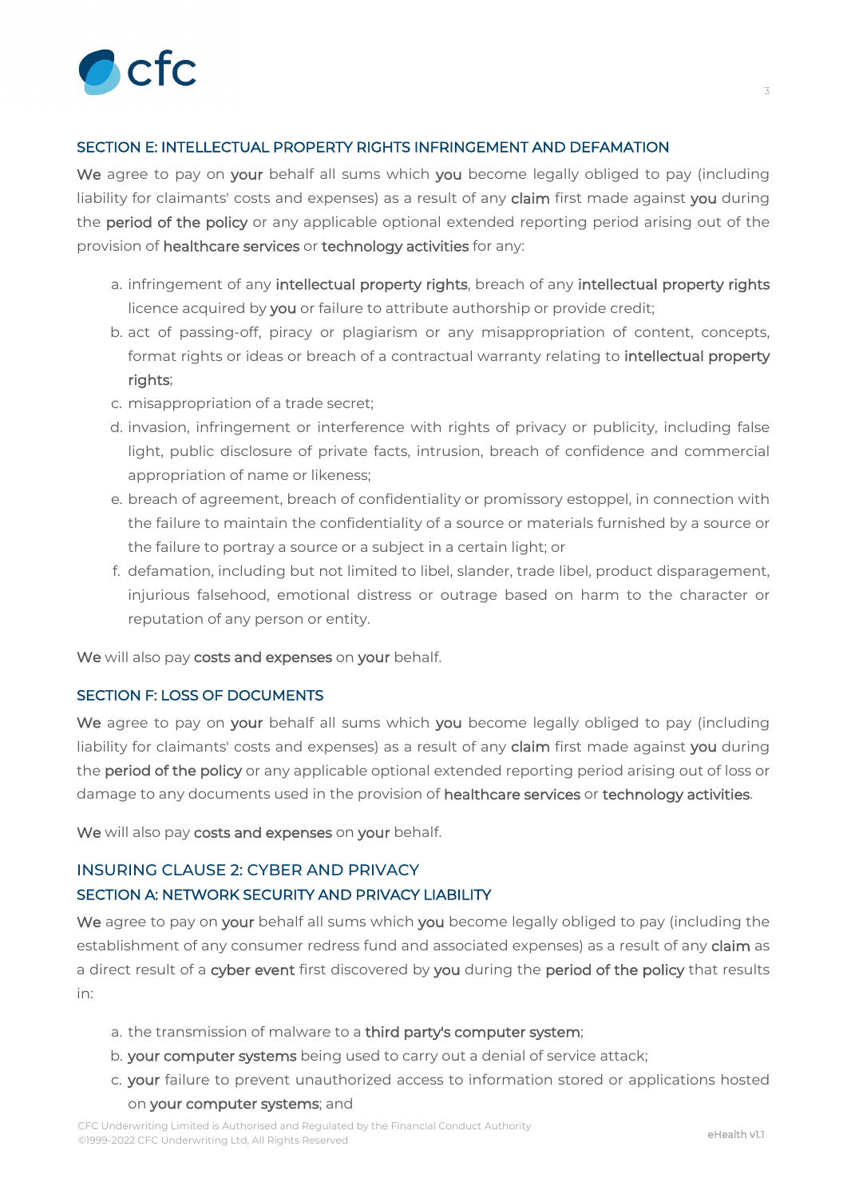## SECTION E: INTELLECTUAL PROPERTY RIGHTS INFRINGEMENT AND DEFAMATION

**We** agree to pay on **your** behalf all sums which **you** become legally obliged to pay (including liability for claimants' costs and expenses) as a result of any **claim** first made against **you** during the **period of the policy** or any applicable optional extended reporting period arising out of the provision of **healthcare services** or **technology activities** for any:

a. infringement of any **intellectual property rights**, breach of any **intellectual property rights** licence acquired by **you** or failure to attribute authorship or provide credit;
b. act of passing-off, piracy or plagiarism or any misappropriation of content, concepts, format rights or ideas or breach of a contractual warranty relating to **intellectual property rights**;
c. misappropriation of a trade secret;
d. invasion, infringement or interference with rights of privacy or publicity, including false light, public disclosure of private facts, intrusion, breach of confidence and commercial appropriation of name or likeness;
e. breach of agreement, breach of confidentiality or promissory estoppel, in connection with the failure to maintain the confidentiality of a source or materials furnished by a source or the failure to portray a source or a subject in a certain light; or
f. defamation, including but not limited to libel, slander, trade libel, product disparagement, injurious falsehood, emotional distress or outrage based on harm to the character or reputation of any person or entity.

**We** will also pay **costs and expenses** on **your** behalf.

## SECTION F: LOSS OF DOCUMENTS

**We** agree to pay on **your** behalf all sums which **you** become legally obliged to pay (including liability for claimants' costs and expenses) as a result of any **claim** first made against **you** during the **period of the policy** or any applicable optional extended reporting period arising out of loss or damage to any documents used in the provision of **healthcare services** or **technology activities**.

**We** will also pay **costs and expenses** on **your** behalf.

# INSURING CLAUSE 2: CYBER AND PRIVACY

## SECTION A: NETWORK SECURITY AND PRIVACY LIABILITY

**We** agree to pay on **your** behalf all sums which **you** become legally obliged to pay (including the establishment of any consumer redress fund and associated expenses) as a result of any **claim** as a direct result of a **cyber event** first discovered by **you** during the **period of the policy** that results in:

a. the transmission of malware to a **third party's computer system**;
b. **your computer systems** being used to carry out a denial of service attack;
c. **your** failure to prevent unauthorized access to information stored or applications hosted on **your computer systems**; and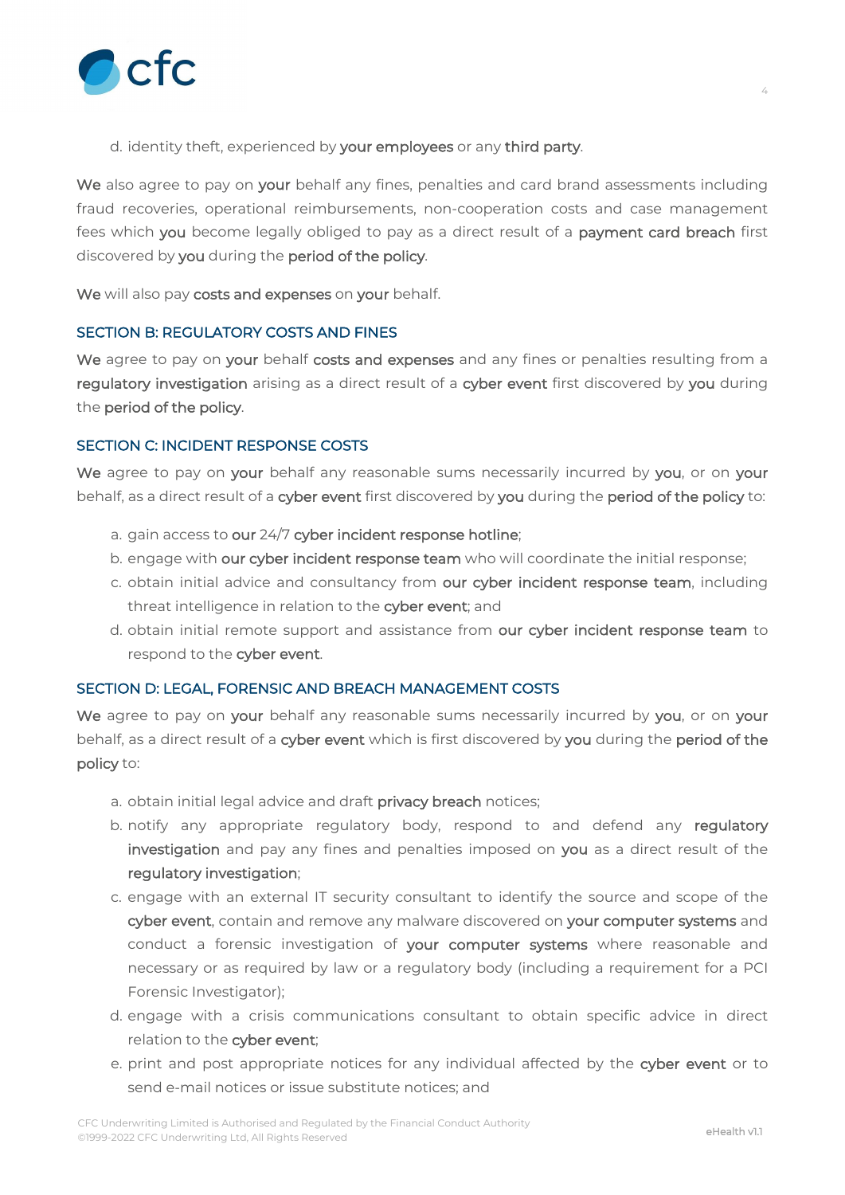d. identity theft, experienced by **your employees** or any **third party**.

**We** also agree to pay on **your** behalf any fines, penalties and card brand assessments including fraud recoveries, operational reimbursements, non-cooperation costs and case management fees which **you** become legally obliged to pay as a direct result of a **payment card breach** first discovered by **you** during the **period of the policy**.

**We** will also pay **costs and expenses** on **your** behalf.

## SECTION B: REGULATORY COSTS AND FINES

**We** agree to pay on **your** behalf **costs and expenses** and any fines or penalties resulting from a **regulatory investigation** arising as a direct result of a **cyber event** first discovered by **you** during the **period of the policy**.

## SECTION C: INCIDENT RESPONSE COSTS

**We** agree to pay on **your** behalf any reasonable sums necessarily incurred by **you**, or on **your** behalf, as a direct result of a **cyber event** first discovered by **you** during the **period of the policy** to:

a. gain access to **our** 24/7 **cyber incident response hotline**;
b. engage with **our cyber incident response team** who will coordinate the initial response;
c. obtain initial advice and consultancy from **our cyber incident response team**, including threat intelligence in relation to the **cyber event**; and
d. obtain initial remote support and assistance from **our cyber incident response team** to respond to the **cyber event**.

## SECTION D: LEGAL, FORENSIC AND BREACH MANAGEMENT COSTS

**We** agree to pay on **your** behalf any reasonable sums necessarily incurred by **you**, or on **your** behalf, as a direct result of a **cyber event** which is first discovered by **you** during the **period of the policy** to:

a. obtain initial legal advice and draft **privacy breach** notices;
b. notify any appropriate regulatory body, respond to and defend any **regulatory investigation** and pay any fines and penalties imposed on **you** as a direct result of the **regulatory investigation**;
c. engage with an external IT security consultant to identify the source and scope of the **cyber event**, contain and remove any malware discovered on **your computer systems** and conduct a forensic investigation of **your computer systems** where reasonable and necessary or as required by law or a regulatory body (including a requirement for a PCI Forensic Investigator);
d. engage with a crisis communications consultant to obtain specific advice in direct relation to the **cyber event**;
e. print and post appropriate notices for any individual affected by the **cyber event** or to send e-mail notices or issue substitute notices; and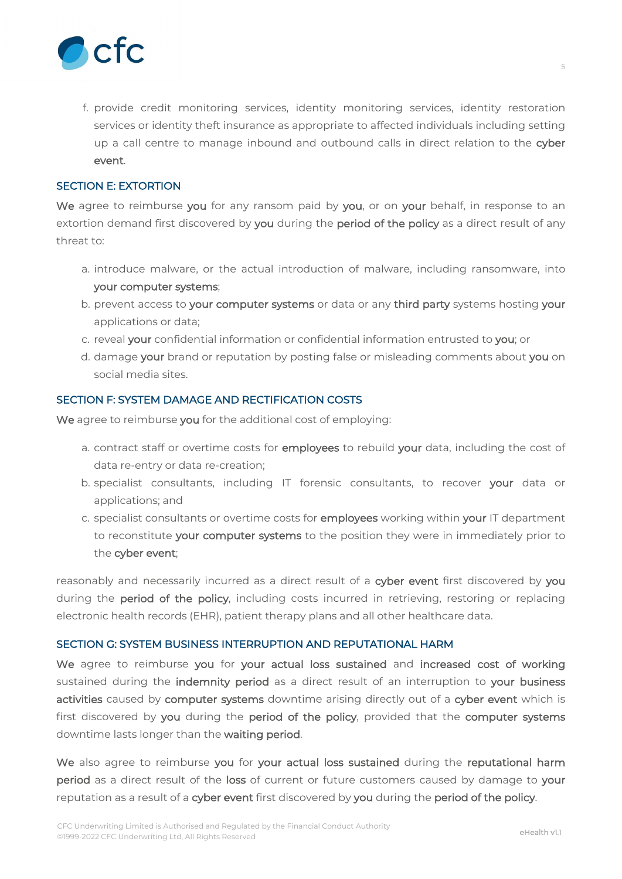f. provide credit monitoring services, identity monitoring services, identity restoration services or identity theft insurance as appropriate to affected individuals including setting up a call centre to manage inbound and outbound calls in direct relation to the **cyber event**.

## SECTION E: EXTORTION

**We** agree to reimburse **you** for any ransom paid by **you**, or on **your** behalf, in response to an extortion demand first discovered by **you** during the **period of the policy** as a direct result of any threat to:

a. introduce malware, or the actual introduction of malware, including ransomware, into **your computer systems**;
b. prevent access to **your computer systems** or data or any **third party** systems hosting **your** applications or data;
c. reveal **your** confidential information or confidential information entrusted to **you**; or
d. damage **your** brand or reputation by posting false or misleading comments about **you** on social media sites.

## SECTION F: SYSTEM DAMAGE AND RECTIFICATION COSTS

**We** agree to reimburse **you** for the additional cost of employing:

a. contract staff or overtime costs for **employees** to rebuild **your** data, including the cost of data re-entry or data re-creation;
b. specialist consultants, including IT forensic consultants, to recover **your** data or applications; and
c. specialist consultants or overtime costs for **employees** working within **your** IT department to reconstitute **your computer systems** to the position they were in immediately prior to the **cyber event**;

reasonably and necessarily incurred as a direct result of a **cyber event** first discovered by **you** during the **period of the policy**, including costs incurred in retrieving, restoring or replacing electronic health records (EHR), patient therapy plans and all other healthcare data.

## SECTION G: SYSTEM BUSINESS INTERRUPTION AND REPUTATIONAL HARM

**We** agree to reimburse **you** for **your actual loss sustained** and **increased cost of working** sustained during the **indemnity period** as a direct result of an interruption to **your business activities** caused by **computer systems** downtime arising directly out of a **cyber event** which is first discovered by **you** during the **period of the policy**, provided that the **computer systems** downtime lasts longer than the **waiting period**.

**We** also agree to reimburse **you** for **your actual loss sustained** during the **reputational harm period** as a direct result of the **loss** of current or future customers caused by damage to **your** reputation as a result of a **cyber event** first discovered by **you** during the **period of the policy**.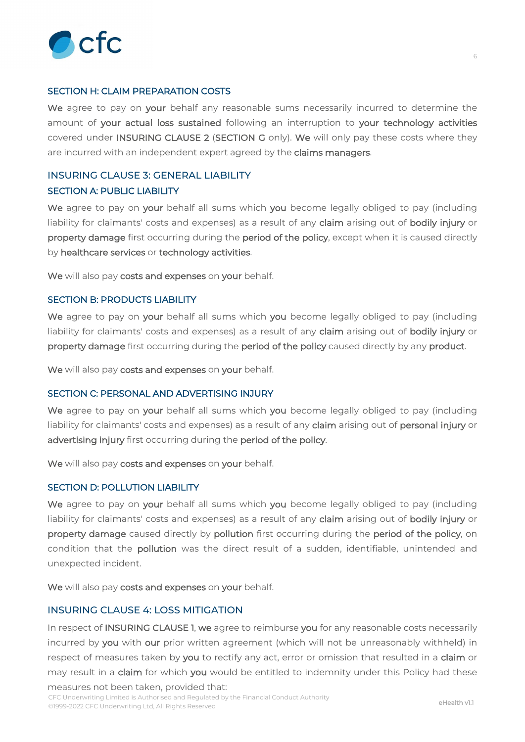### SECTION H: CLAIM PREPARATION COSTS

**We** agree to pay on **your** behalf any reasonable sums necessarily incurred to determine the amount of **your actual loss sustained** following an interruption to **your technology activities** covered under INSURING CLAUSE 2 (SECTION G only). **We** will only pay these costs where they are incurred with an independent expert agreed by the **claims managers**.

## INSURING CLAUSE 3: GENERAL LIABILITY

### SECTION A: PUBLIC LIABILITY

**We** agree to pay on **your** behalf all sums which **you** become legally obliged to pay (including liability for claimants' costs and expenses) as a result of any **claim** arising out of **bodily injury** or **property damage** first occurring during the **period of the policy**, except when it is caused directly by **healthcare services** or **technology activities**.

**We** will also pay **costs and expenses** on **your** behalf.

### SECTION B: PRODUCTS LIABILITY

**We** agree to pay on **your** behalf all sums which **you** become legally obliged to pay (including liability for claimants' costs and expenses) as a result of any **claim** arising out of **bodily injury** or **property damage** first occurring during the **period of the policy** caused directly by any **product**.

**We** will also pay **costs and expenses** on **your** behalf.

### SECTION C: PERSONAL AND ADVERTISING INJURY

**We** agree to pay on **your** behalf all sums which **you** become legally obliged to pay (including liability for claimants' costs and expenses) as a result of any **claim** arising out of **personal injury** or **advertising injury** first occurring during the **period of the policy**.

**We** will also pay **costs and expenses** on **your** behalf.

### SECTION D: POLLUTION LIABILITY

**We** agree to pay on **your** behalf all sums which **you** become legally obliged to pay (including liability for claimants' costs and expenses) as a result of any **claim** arising out of **bodily injury** or **property damage** caused directly by **pollution** first occurring during the **period of the policy**, on condition that the **pollution** was the direct result of a sudden, identifiable, unintended and unexpected incident.

**We** will also pay **costs and expenses** on **your** behalf.

## INSURING CLAUSE 4: LOSS MITIGATION

In respect of INSURING CLAUSE 1, **we** agree to reimburse **you** for any reasonable costs necessarily incurred by **you** with **our** prior written agreement (which will not be unreasonably withheld) in respect of measures taken by **you** to rectify any act, error or omission that resulted in a **claim** or may result in a **claim** for which **you** would be entitled to indemnity under this Policy had these measures not been taken, provided that: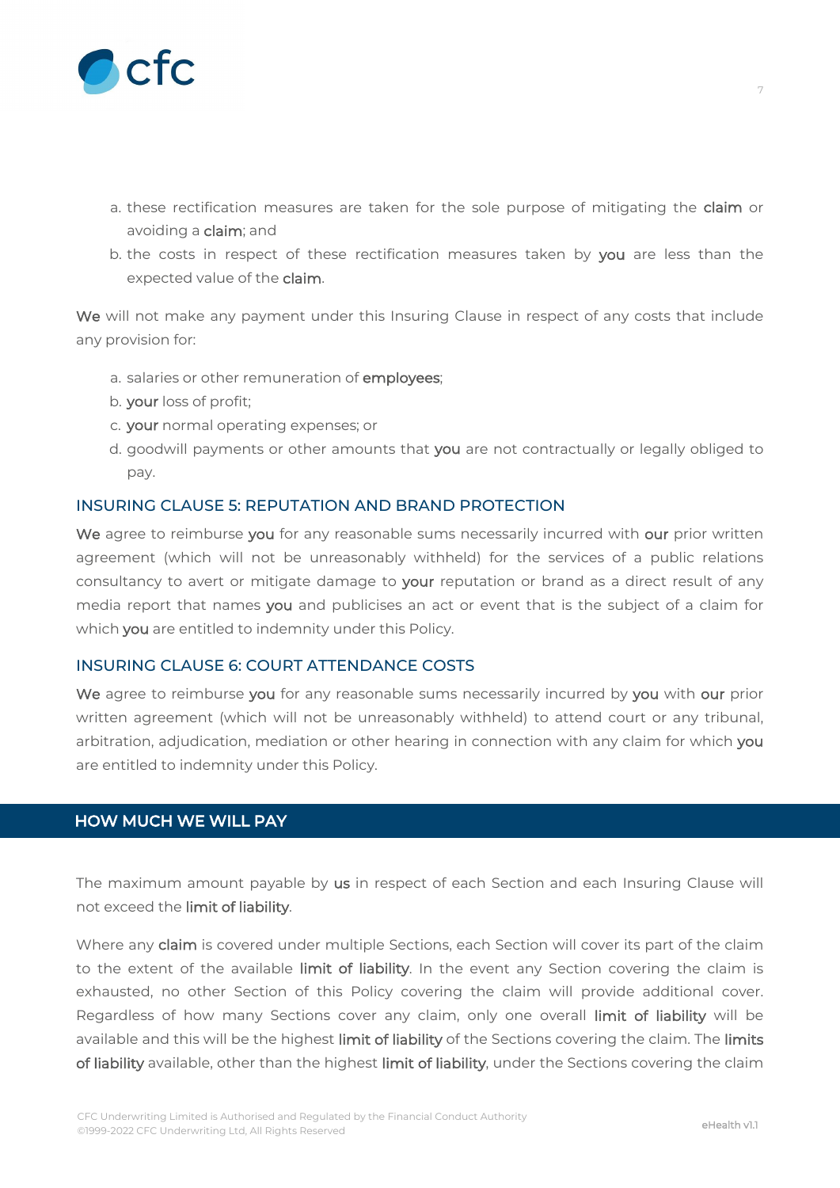a. these rectification measures are taken for the sole purpose of mitigating the **claim** or avoiding a **claim**; and
b. the costs in respect of these rectification measures taken by **you** are less than the expected value of the **claim**.

**We** will not make any payment under this Insuring Clause in respect of any costs that include any provision for:

a. salaries or other remuneration of **employees**;
b. **your** loss of profit;
c. **your** normal operating expenses; or
d. goodwill payments or other amounts that **you** are not contractually or legally obliged to pay.

### INSURING CLAUSE 5: REPUTATION AND BRAND PROTECTION

**We** agree to reimburse **you** for any reasonable sums necessarily incurred with **our** prior written agreement (which will not be unreasonably withheld) for the services of a public relations consultancy to avert or mitigate damage to **your** reputation or brand as a direct result of any media report that names **you** and publicises an act or event that is the subject of a claim for which **you** are entitled to indemnity under this Policy.

### INSURING CLAUSE 6: COURT ATTENDANCE COSTS

**We** agree to reimburse **you** for any reasonable sums necessarily incurred by **you** with **our** prior written agreement (which will not be unreasonably withheld) to attend court or any tribunal, arbitration, adjudication, mediation or other hearing in connection with any claim for which **you** are entitled to indemnity under this Policy.

## HOW MUCH WE WILL PAY

The maximum amount payable by **us** in respect of each Section and each Insuring Clause will not exceed the **limit of liability**.

Where any **claim** is covered under multiple Sections, each Section will cover its part of the claim to the extent of the available **limit of liability**. In the event any Section covering the claim is exhausted, no other Section of this Policy covering the claim will provide additional cover. Regardless of how many Sections cover any claim, only one overall **limit of liability** will be available and this will be the highest **limit of liability** of the Sections covering the claim. The **limits of liability** available, other than the highest **limit of liability**, under the Sections covering the claim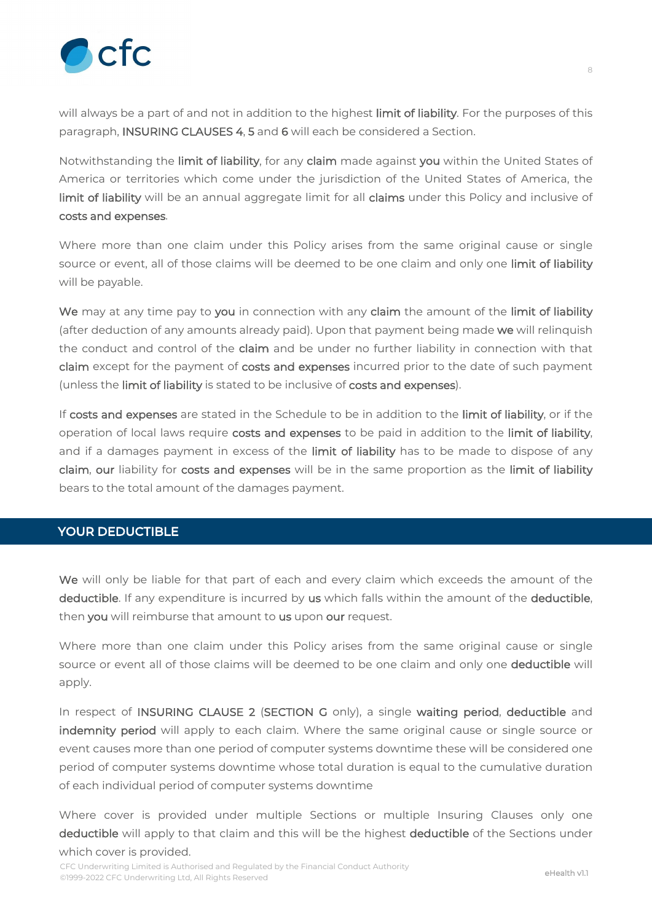will always be a part of and not in addition to the highest **limit of liability**. For the purposes of this paragraph, **INSURING CLAUSES 4**, **5** and **6** will each be considered a Section.

Notwithstanding the **limit of liability**, for any **claim** made against **you** within the United States of America or territories which come under the jurisdiction of the United States of America, the **limit of liability** will be an annual aggregate limit for all **claims** under this Policy and inclusive of **costs and expenses**.

Where more than one claim under this Policy arises from the same original cause or single source or event, all of those claims will be deemed to be one claim and only one **limit of liability** will be payable.

**We** may at any time pay to **you** in connection with any **claim** the amount of the **limit of liability** (after deduction of any amounts already paid). Upon that payment being made **we** will relinquish the conduct and control of the **claim** and be under no further liability in connection with that **claim** except for the payment of **costs and expenses** incurred prior to the date of such payment (unless the **limit of liability** is stated to be inclusive of **costs and expenses**).

If **costs and expenses** are stated in the Schedule to be in addition to the **limit of liability**, or if the operation of local laws require **costs and expenses** to be paid in addition to the **limit of liability**, and if a damages payment in excess of the **limit of liability** has to be made to dispose of any **claim**, **our** liability for **costs and expenses** will be in the same proportion as the **limit of liability** bears to the total amount of the damages payment.

## YOUR DEDUCTIBLE

**We** will only be liable for that part of each and every claim which exceeds the amount of the **deductible**. If any expenditure is incurred by **us** which falls within the amount of the **deductible**, then **you** will reimburse that amount to **us** upon **our** request.

Where more than one claim under this Policy arises from the same original cause or single source or event all of those claims will be deemed to be one claim and only one **deductible** will apply.

In respect of **INSURING CLAUSE 2** (**SECTION G** only), a single **waiting period**, **deductible** and **indemnity period** will apply to each claim. Where the same original cause or single source or event causes more than one period of computer systems downtime these will be considered one period of computer systems downtime whose total duration is equal to the cumulative duration of each individual period of computer systems downtime

Where cover is provided under multiple Sections or multiple Insuring Clauses only one **deductible** will apply to that claim and this will be the highest **deductible** of the Sections under which cover is provided.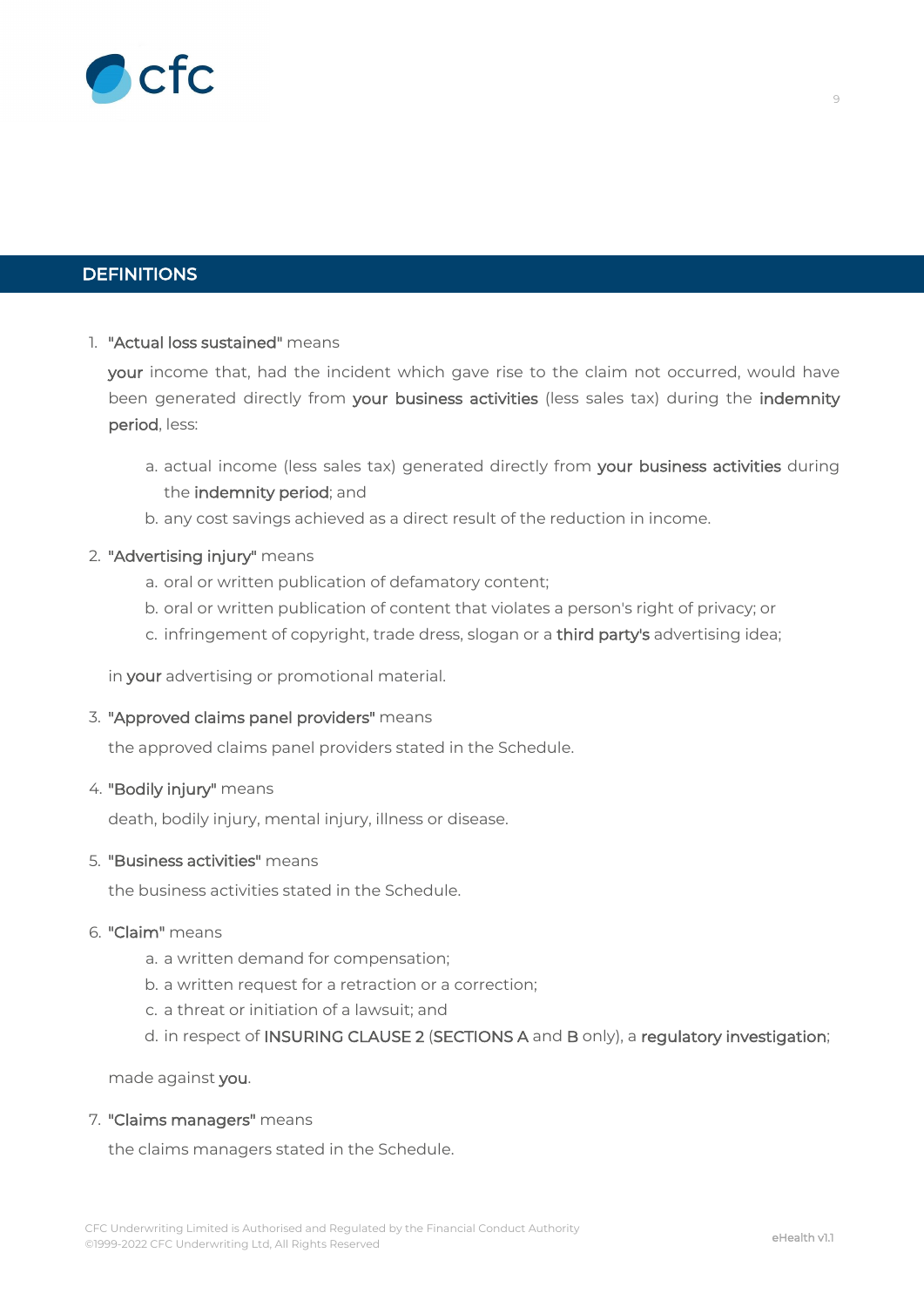## DEFINITIONS

1. **"Actual loss sustained"** means

   **your** income that, had the incident which gave rise to the claim not occurred, would have been generated directly from **your business activities** (less sales tax) during the **indemnity period**, less:

   a. actual income (less sales tax) generated directly from **your business activities** during the **indemnity period**; and
   b. any cost savings achieved as a direct result of the reduction in income.

2. **"Advertising injury"** means

   a. oral or written publication of defamatory content;
   b. oral or written publication of content that violates a person's right of privacy; or
   c. infringement of copyright, trade dress, slogan or a **third party's** advertising idea;

   in **your** advertising or promotional material.

3. **"Approved claims panel providers"** means

   the approved claims panel providers stated in the Schedule.

4. **"Bodily injury"** means

   death, bodily injury, mental injury, illness or disease.

5. **"Business activities"** means

   the business activities stated in the Schedule.

6. **"Claim"** means

   a. a written demand for compensation;
   b. a written request for a retraction or a correction;
   c. a threat or initiation of a lawsuit; and
   d. in respect of **INSURING CLAUSE 2** (**SECTIONS A** and **B** only), a **regulatory investigation**;

   made against **you**.

7. **"Claims managers"** means

   the claims managers stated in the Schedule.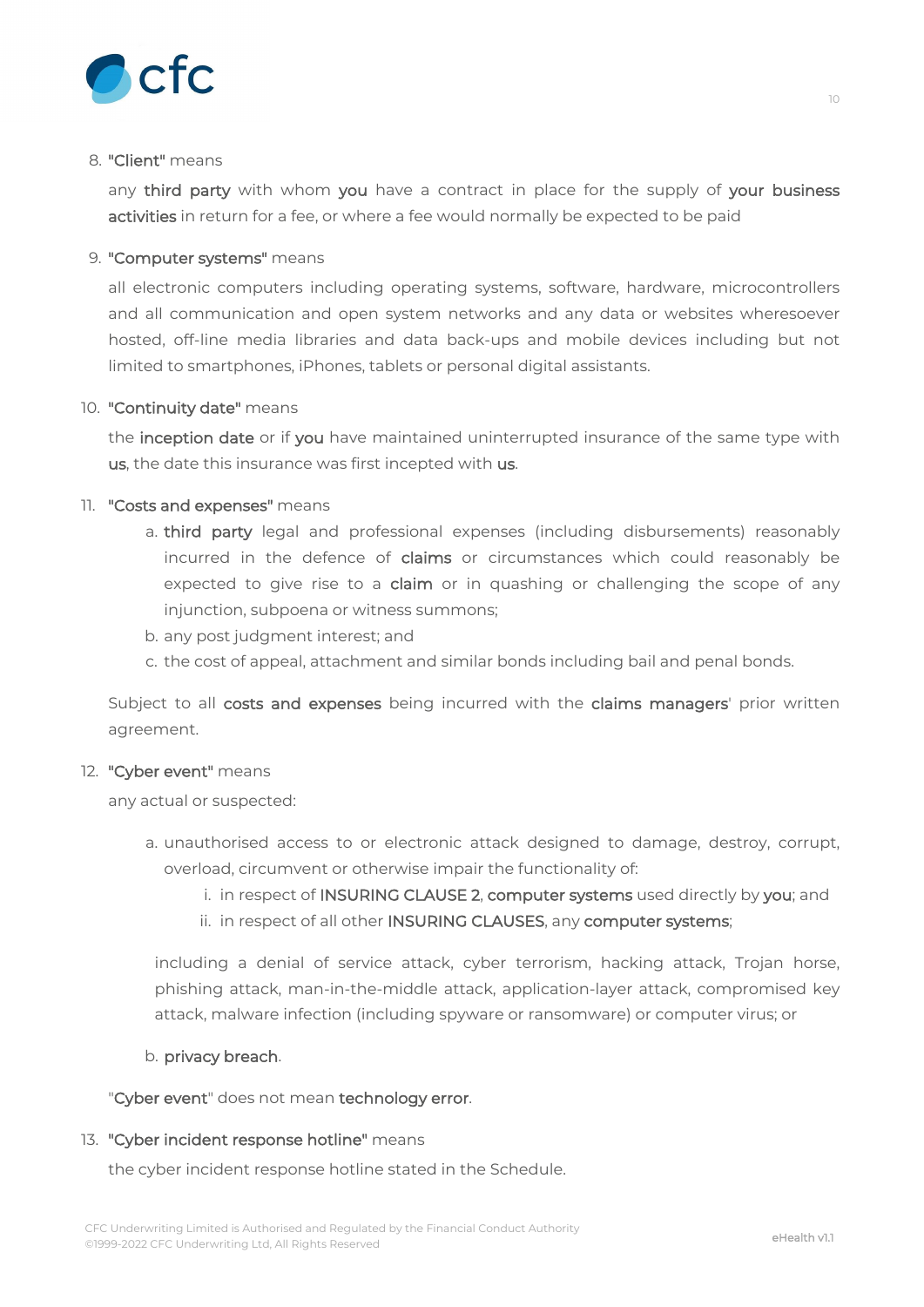8. **"Client"** means

   any **third party** with whom **you** have a contract in place for the supply of **your business activities** in return for a fee, or where a fee would normally be expected to be paid

9. **"Computer systems"** means

   all electronic computers including operating systems, software, hardware, microcontrollers and all communication and open system networks and any data or websites wheresoever hosted, off-line media libraries and data back-ups and mobile devices including but not limited to smartphones, iPhones, tablets or personal digital assistants.

10. **"Continuity date"** means

    the **inception date** or if **you** have maintained uninterrupted insurance of the same type with **us**, the date this insurance was first incepted with **us**.

11. **"Costs and expenses"** means

    a. **third party** legal and professional expenses (including disbursements) reasonably incurred in the defence of **claims** or circumstances which could reasonably be expected to give rise to a **claim** or in quashing or challenging the scope of any injunction, subpoena or witness summons;
    b. any post judgment interest; and
    c. the cost of appeal, attachment and similar bonds including bail and penal bonds.

    Subject to all **costs and expenses** being incurred with the **claims managers**' prior written agreement.

12. **"Cyber event"** means

    any actual or suspected:

    a. unauthorised access to or electronic attack designed to damage, destroy, corrupt, overload, circumvent or otherwise impair the functionality of:
       i. in respect of **INSURING CLAUSE 2**, **computer systems** used directly by **you**; and
       ii. in respect of all other **INSURING CLAUSES**, any **computer systems**;

       including a denial of service attack, cyber terrorism, hacking attack, Trojan horse, phishing attack, man-in-the-middle attack, application-layer attack, compromised key attack, malware infection (including spyware or ransomware) or computer virus; or

    b. **privacy breach**.

    "**Cyber event**" does not mean **technology error**.

13. **"Cyber incident response hotline"** means

    the cyber incident response hotline stated in the Schedule.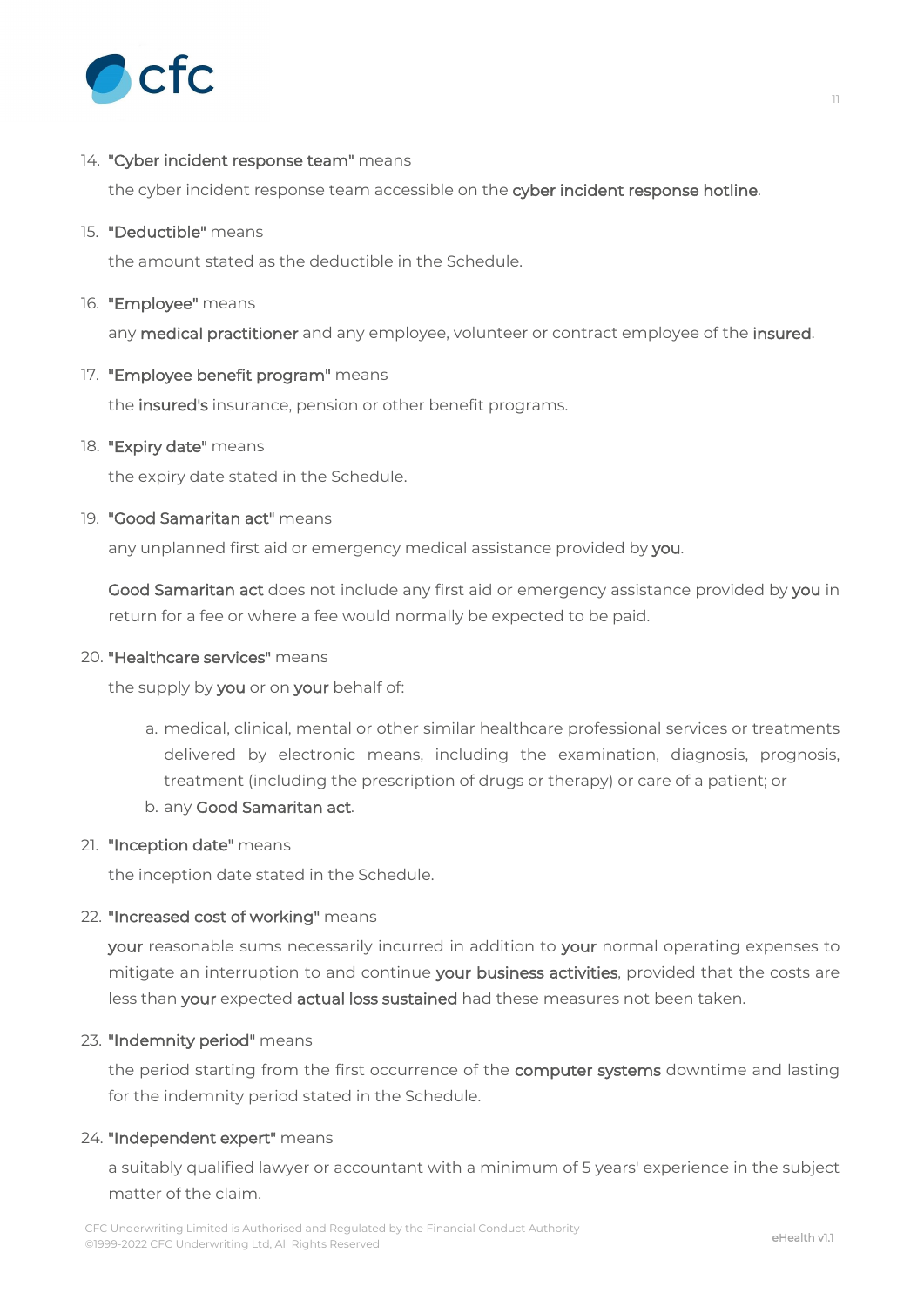14. **"Cyber incident response team"** means

    the cyber incident response team accessible on the **cyber incident response hotline**.

15. **"Deductible"** means

    the amount stated as the deductible in the Schedule.

16. **"Employee"** means

    any **medical practitioner** and any employee, volunteer or contract employee of the **insured**.

17. **"Employee benefit program"** means

    the **insured's** insurance, pension or other benefit programs.

18. **"Expiry date"** means

    the expiry date stated in the Schedule.

19. **"Good Samaritan act"** means

    any unplanned first aid or emergency medical assistance provided by **you**.

    **Good Samaritan act** does not include any first aid or emergency assistance provided by **you** in return for a fee or where a fee would normally be expected to be paid.

20. **"Healthcare services"** means

    the supply by **you** or on **your** behalf of:

    a. medical, clinical, mental or other similar healthcare professional services or treatments delivered by electronic means, including the examination, diagnosis, prognosis, treatment (including the prescription of drugs or therapy) or care of a patient; or
    b. any **Good Samaritan act**.

21. **"Inception date"** means

    the inception date stated in the Schedule.

22. **"Increased cost of working"** means

    **your** reasonable sums necessarily incurred in addition to **your** normal operating expenses to mitigate an interruption to and continue **your business activities**, provided that the costs are less than **your** expected **actual loss sustained** had these measures not been taken.

23. **"Indemnity period"** means

    the period starting from the first occurrence of the **computer systems** downtime and lasting for the indemnity period stated in the Schedule.

24. **"Independent expert"** means

    a suitably qualified lawyer or accountant with a minimum of 5 years' experience in the subject matter of the claim.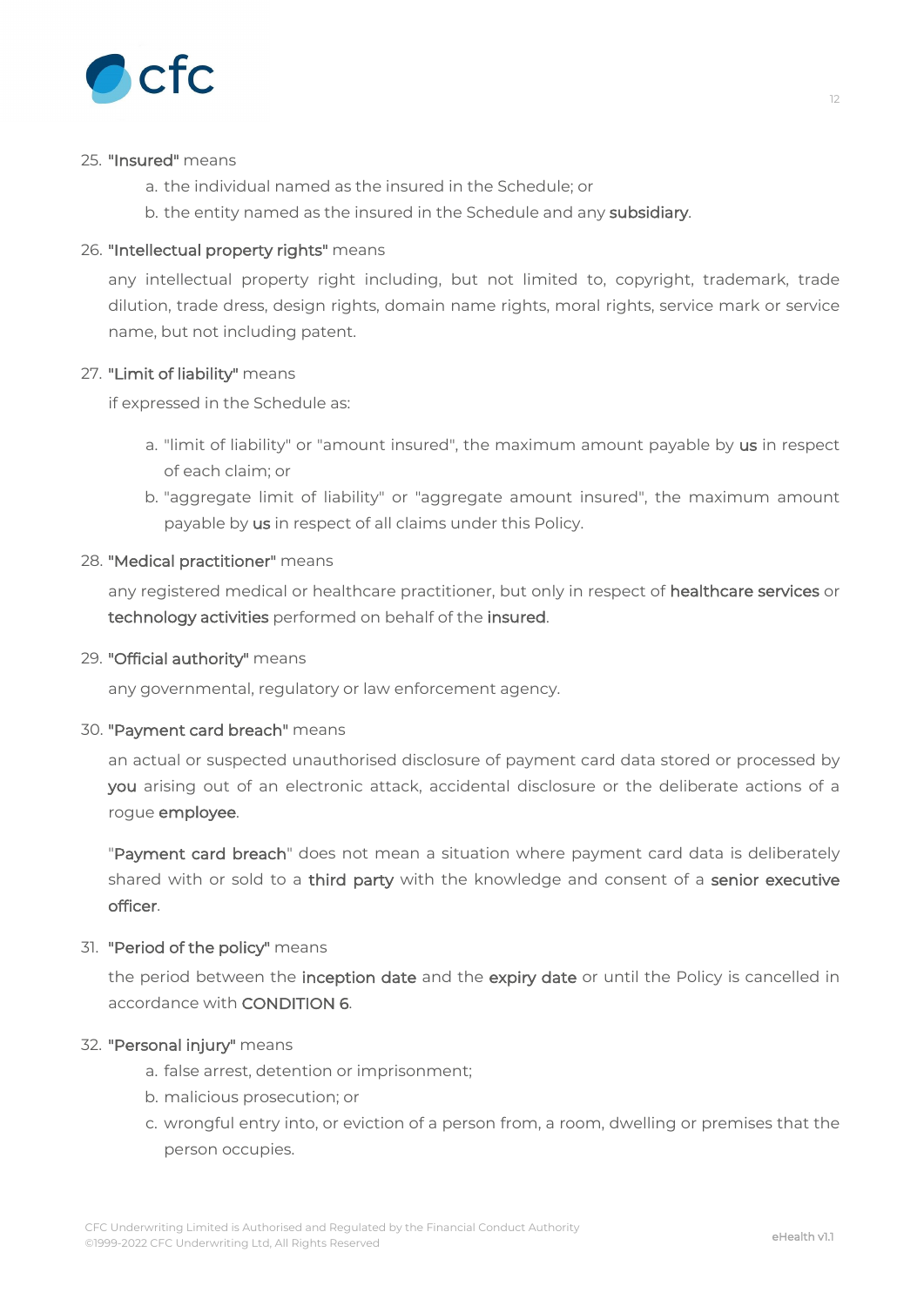25. **"Insured"** means
    a. the individual named as the insured in the Schedule; or
    b. the entity named as the insured in the Schedule and any **subsidiary**.

26. **"Intellectual property rights"** means

    any intellectual property right including, but not limited to, copyright, trademark, trade dilution, trade dress, design rights, domain name rights, moral rights, service mark or service name, but not including patent.

27. **"Limit of liability"** means

    if expressed in the Schedule as:

    a. "limit of liability" or "amount insured", the maximum amount payable by **us** in respect of each claim; or
    b. "aggregate limit of liability" or "aggregate amount insured", the maximum amount payable by **us** in respect of all claims under this Policy.

28. **"Medical practitioner"** means

    any registered medical or healthcare practitioner, but only in respect of **healthcare services** or **technology activities** performed on behalf of the **insured**.

29. **"Official authority"** means

    any governmental, regulatory or law enforcement agency.

30. **"Payment card breach"** means

    an actual or suspected unauthorised disclosure of payment card data stored or processed by **you** arising out of an electronic attack, accidental disclosure or the deliberate actions of a rogue **employee**.

    "**Payment card breach**" does not mean a situation where payment card data is deliberately shared with or sold to a **third party** with the knowledge and consent of a **senior executive officer**.

31. **"Period of the policy"** means

    the period between the **inception date** and the **expiry date** or until the Policy is cancelled in accordance with **CONDITION 6**.

32. **"Personal injury"** means
    a. false arrest, detention or imprisonment;
    b. malicious prosecution; or
    c. wrongful entry into, or eviction of a person from, a room, dwelling or premises that the person occupies.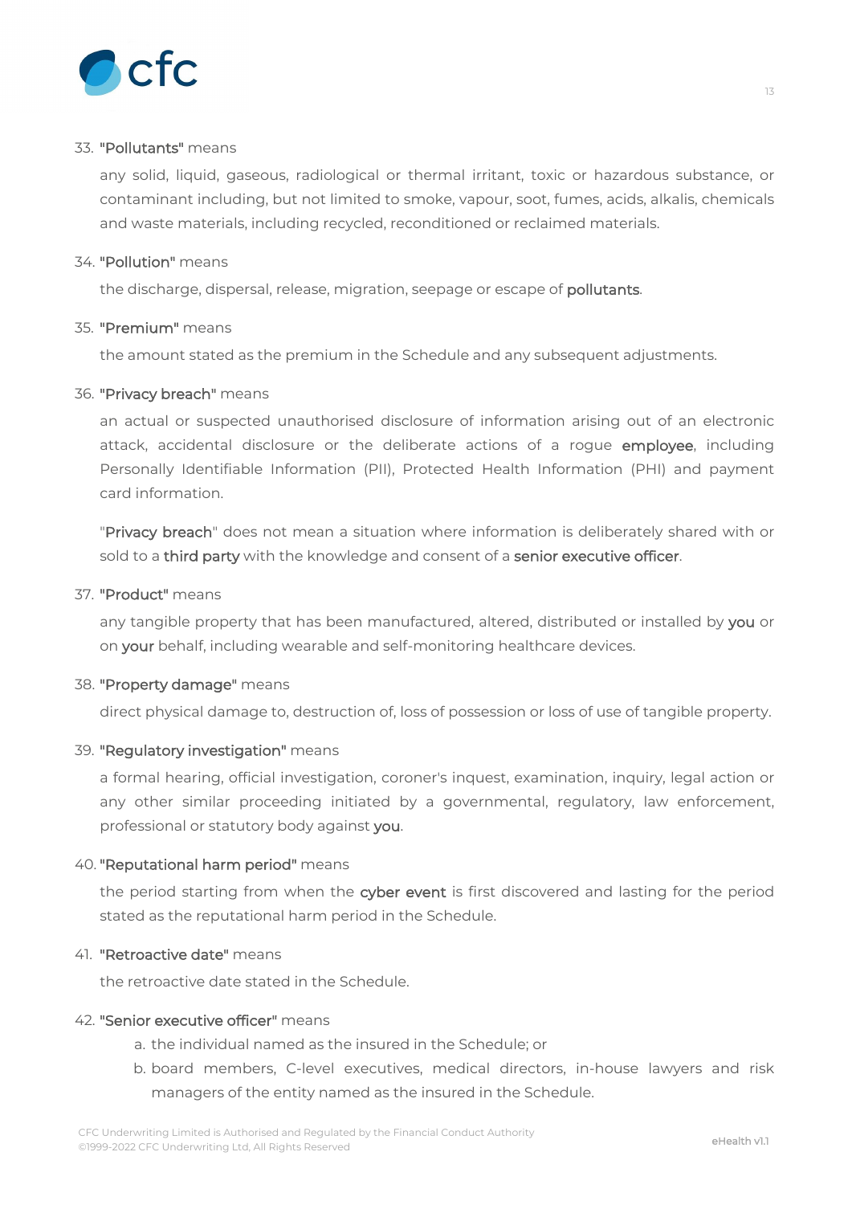33. **"Pollutants"** means

    any solid, liquid, gaseous, radiological or thermal irritant, toxic or hazardous substance, or contaminant including, but not limited to smoke, vapour, soot, fumes, acids, alkalis, chemicals and waste materials, including recycled, reconditioned or reclaimed materials.

34. **"Pollution"** means

    the discharge, dispersal, release, migration, seepage or escape of **pollutants**.

35. **"Premium"** means

    the amount stated as the premium in the Schedule and any subsequent adjustments.

36. **"Privacy breach"** means

    an actual or suspected unauthorised disclosure of information arising out of an electronic attack, accidental disclosure or the deliberate actions of a rogue **employee**, including Personally Identifiable Information (PII), Protected Health Information (PHI) and payment card information.

    "**Privacy breach**" does not mean a situation where information is deliberately shared with or sold to a **third party** with the knowledge and consent of a **senior executive officer**.

37. **"Product"** means

    any tangible property that has been manufactured, altered, distributed or installed by **you** or on **your** behalf, including wearable and self-monitoring healthcare devices.

38. **"Property damage"** means

    direct physical damage to, destruction of, loss of possession or loss of use of tangible property.

39. **"Regulatory investigation"** means

    a formal hearing, official investigation, coroner's inquest, examination, inquiry, legal action or any other similar proceeding initiated by a governmental, regulatory, law enforcement, professional or statutory body against **you**.

40. **"Reputational harm period"** means

    the period starting from when the **cyber event** is first discovered and lasting for the period stated as the reputational harm period in the Schedule.

41. **"Retroactive date"** means

    the retroactive date stated in the Schedule.

42. **"Senior executive officer"** means

    a. the individual named as the insured in the Schedule; or
    b. board members, C-level executives, medical directors, in-house lawyers and risk managers of the entity named as the insured in the Schedule.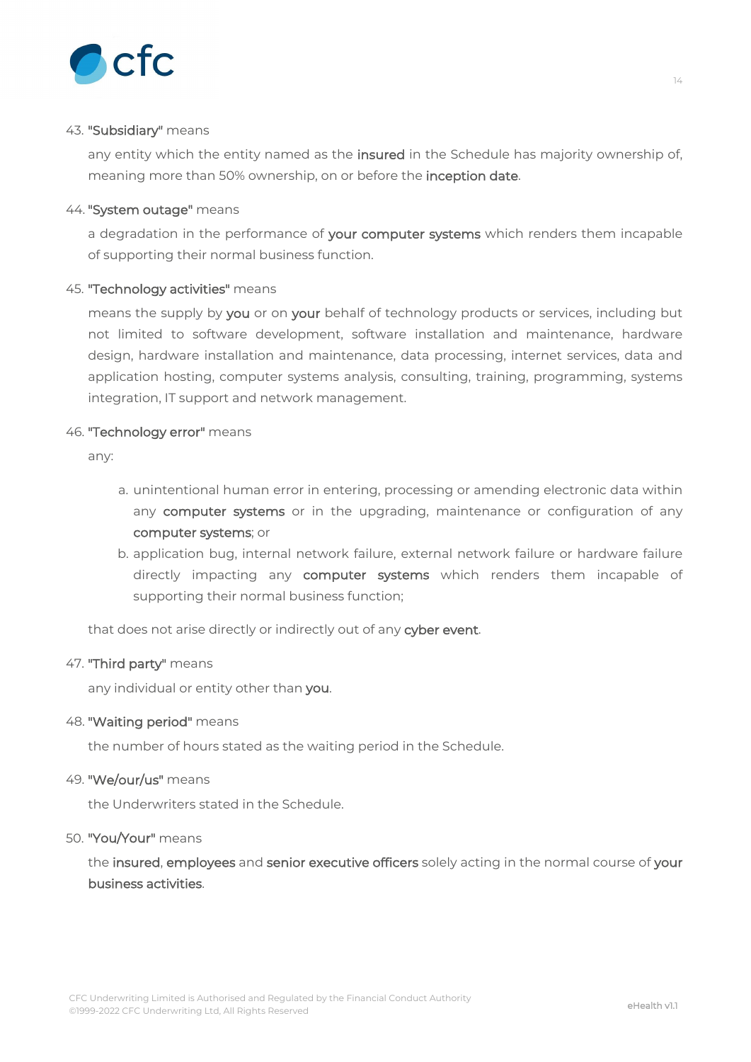43. **"Subsidiary"** means

    any entity which the entity named as the **insured** in the Schedule has majority ownership of, meaning more than 50% ownership, on or before the **inception date**.

44. **"System outage"** means

    a degradation in the performance of **your computer systems** which renders them incapable of supporting their normal business function.

45. **"Technology activities"** means

    means the supply by **you** or on **your** behalf of technology products or services, including but not limited to software development, software installation and maintenance, hardware design, hardware installation and maintenance, data processing, internet services, data and application hosting, computer systems analysis, consulting, training, programming, systems integration, IT support and network management.

46. **"Technology error"** means

    any:

    a. unintentional human error in entering, processing or amending electronic data within any **computer systems** or in the upgrading, maintenance or configuration of any **computer systems**; or
    b. application bug, internal network failure, external network failure or hardware failure directly impacting any **computer systems** which renders them incapable of supporting their normal business function;

    that does not arise directly or indirectly out of any **cyber event**.

47. **"Third party"** means

    any individual or entity other than **you**.

48. **"Waiting period"** means

    the number of hours stated as the waiting period in the Schedule.

49. **"We/our/us"** means

    the Underwriters stated in the Schedule.

50. **"You/Your"** means

    the **insured**, **employees** and **senior executive officers** solely acting in the normal course of **your business activities**.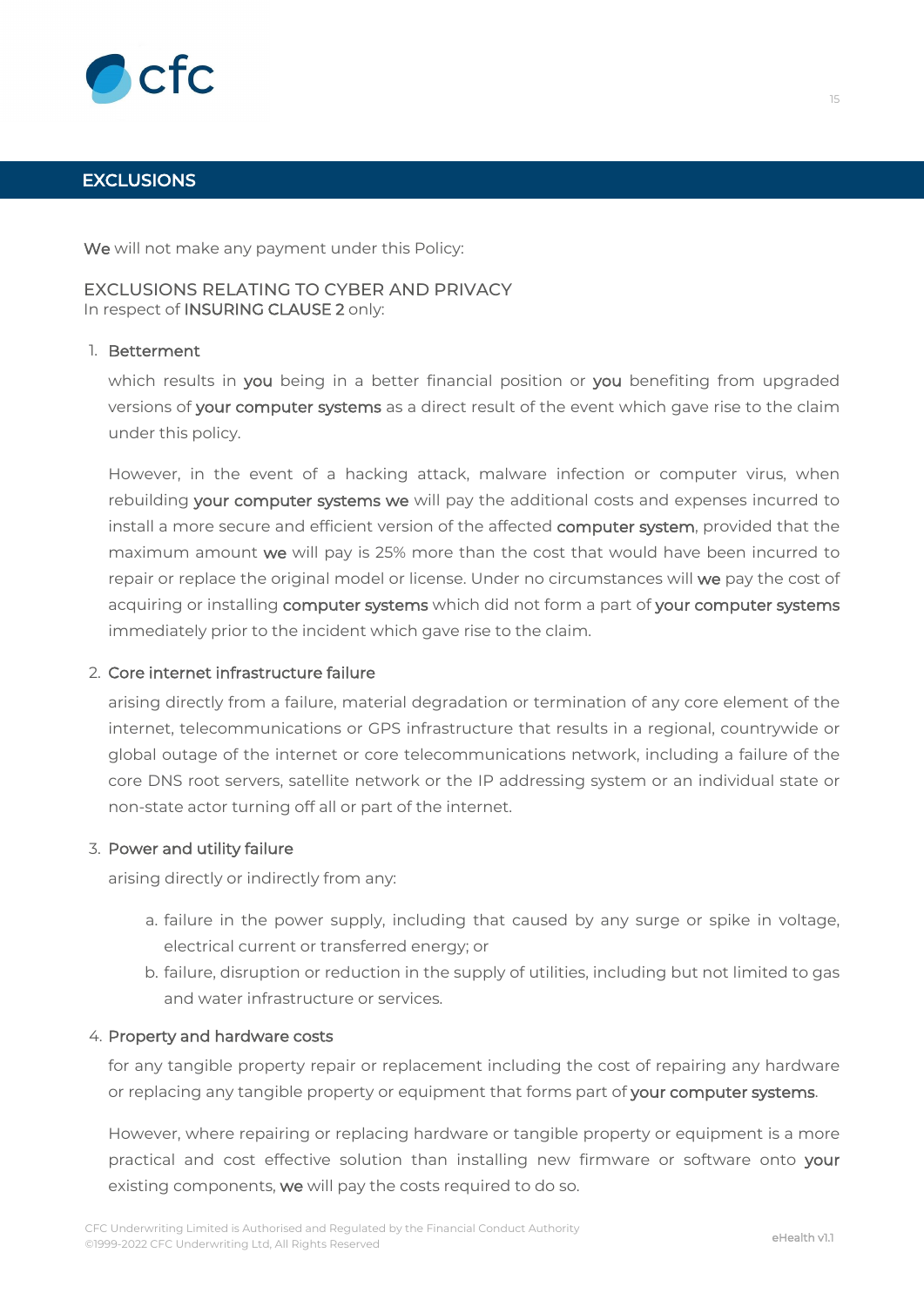## EXCLUSIONS

**We** will not make any payment under this Policy:

### EXCLUSIONS RELATING TO CYBER AND PRIVACY

In respect of **INSURING CLAUSE 2** only:

1. **Betterment**

   which results in **you** being in a better financial position or **you** benefiting from upgraded versions of **your computer systems** as a direct result of the event which gave rise to the claim under this policy.

   However, in the event of a hacking attack, malware infection or computer virus, when rebuilding **your computer systems we** will pay the additional costs and expenses incurred to install a more secure and efficient version of the affected **computer system**, provided that the maximum amount **we** will pay is 25% more than the cost that would have been incurred to repair or replace the original model or license. Under no circumstances will **we** pay the cost of acquiring or installing **computer systems** which did not form a part of **your computer systems** immediately prior to the incident which gave rise to the claim.

2. **Core internet infrastructure failure**

   arising directly from a failure, material degradation or termination of any core element of the internet, telecommunications or GPS infrastructure that results in a regional, countrywide or global outage of the internet or core telecommunications network, including a failure of the core DNS root servers, satellite network or the IP addressing system or an individual state or non-state actor turning off all or part of the internet.

3. **Power and utility failure**

   arising directly or indirectly from any:

   a. failure in the power supply, including that caused by any surge or spike in voltage, electrical current or transferred energy; or
   b. failure, disruption or reduction in the supply of utilities, including but not limited to gas and water infrastructure or services.

4. **Property and hardware costs**

   for any tangible property repair or replacement including the cost of repairing any hardware or replacing any tangible property or equipment that forms part of **your computer systems**.

   However, where repairing or replacing hardware or tangible property or equipment is a more practical and cost effective solution than installing new firmware or software onto **your** existing components, **we** will pay the costs required to do so.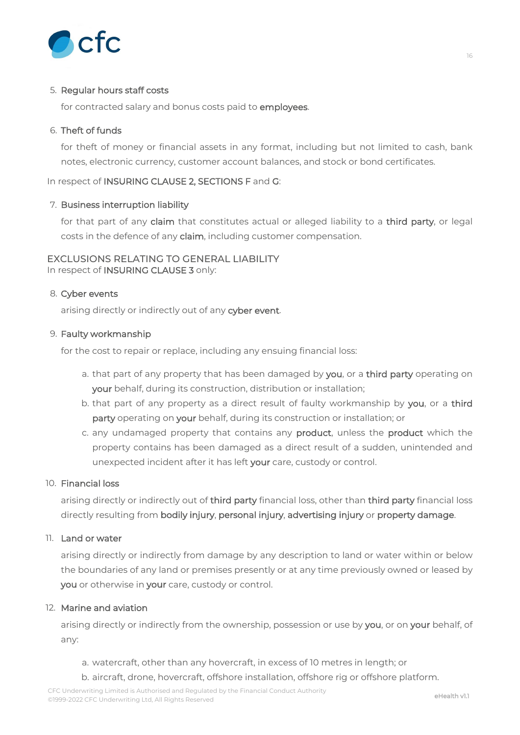5. **Regular hours staff costs**

   for contracted salary and bonus costs paid to **employees**.

6. **Theft of funds**

   for theft of money or financial assets in any format, including but not limited to cash, bank notes, electronic currency, customer account balances, and stock or bond certificates.

In respect of **INSURING CLAUSE 2, SECTIONS F** and **G**:

7. **Business interruption liability**

   for that part of any **claim** that constitutes actual or alleged liability to a **third party**, or legal costs in the defence of any **claim**, including customer compensation.

## EXCLUSIONS RELATING TO GENERAL LIABILITY

In respect of **INSURING CLAUSE 3** only:

8. **Cyber events**

   arising directly or indirectly out of any **cyber event**.

9. **Faulty workmanship**

   for the cost to repair or replace, including any ensuing financial loss:

   a. that part of any property that has been damaged by **you**, or a **third party** operating on **your** behalf, during its construction, distribution or installation;
   b. that part of any property as a direct result of faulty workmanship by **you**, or a **third party** operating on **your** behalf, during its construction or installation; or
   c. any undamaged property that contains any **product**, unless the **product** which the property contains has been damaged as a direct result of a sudden, unintended and unexpected incident after it has left **your** care, custody or control.

10. **Financial loss**

    arising directly or indirectly out of **third party** financial loss, other than **third party** financial loss directly resulting from **bodily injury**, **personal injury**, **advertising injury** or **property damage**.

11. **Land or water**

    arising directly or indirectly from damage by any description to land or water within or below the boundaries of any land or premises presently or at any time previously owned or leased by **you** or otherwise in **your** care, custody or control.

12. **Marine and aviation**

    arising directly or indirectly from the ownership, possession or use by **you**, or on **your** behalf, of any:

    a. watercraft, other than any hovercraft, in excess of 10 metres in length; or
    b. aircraft, drone, hovercraft, offshore installation, offshore rig or offshore platform.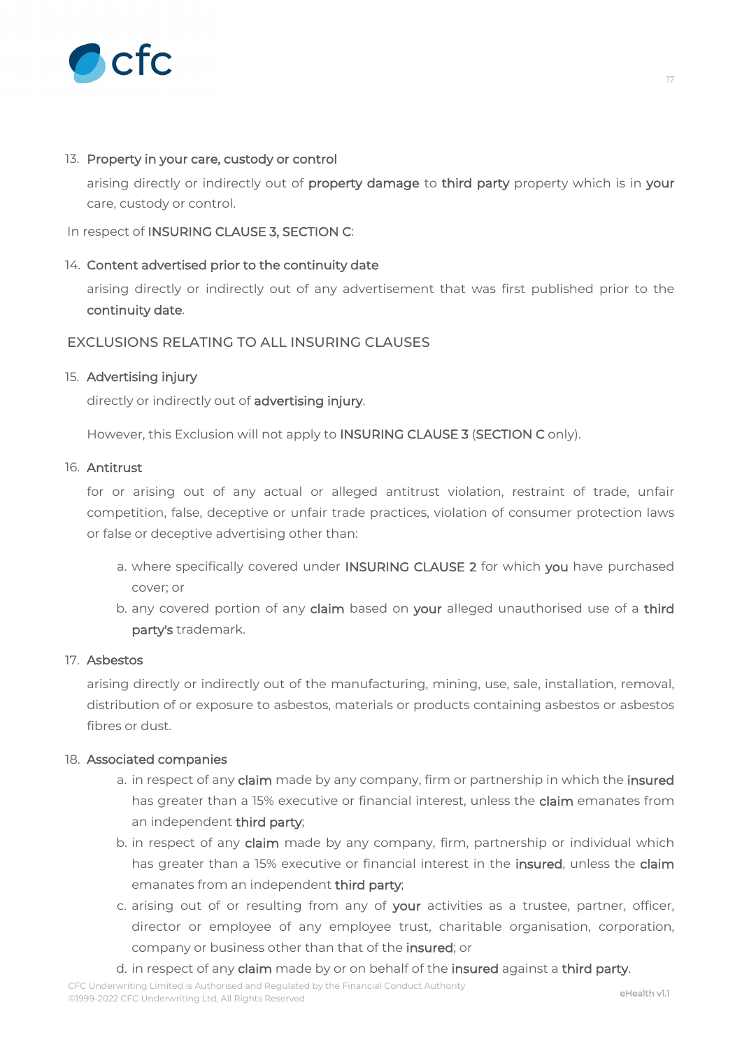13. **Property in your care, custody or control**

    arising directly or indirectly out of **property damage** to **third party** property which is in **your** care, custody or control.

In respect of **INSURING CLAUSE 3, SECTION C**:

14. **Content advertised prior to the continuity date**

    arising directly or indirectly out of any advertisement that was first published prior to the **continuity date**.

## EXCLUSIONS RELATING TO ALL INSURING CLAUSES

15. **Advertising injury**

    directly or indirectly out of **advertising injury**.

    However, this Exclusion will not apply to **INSURING CLAUSE 3** (**SECTION C** only).

16. **Antitrust**

    for or arising out of any actual or alleged antitrust violation, restraint of trade, unfair competition, false, deceptive or unfair trade practices, violation of consumer protection laws or false or deceptive advertising other than:

    a. where specifically covered under **INSURING CLAUSE 2** for which **you** have purchased cover; or
    b. any covered portion of any **claim** based on **your** alleged unauthorised use of a **third party's** trademark.

17. **Asbestos**

    arising directly or indirectly out of the manufacturing, mining, use, sale, installation, removal, distribution of or exposure to asbestos, materials or products containing asbestos or asbestos fibres or dust.

18. **Associated companies**

    a. in respect of any **claim** made by any company, firm or partnership in which the **insured** has greater than a 15% executive or financial interest, unless the **claim** emanates from an independent **third party**;
    b. in respect of any **claim** made by any company, firm, partnership or individual which has greater than a 15% executive or financial interest in the **insured**, unless the **claim** emanates from an independent **third party**;
    c. arising out of or resulting from any of **your** activities as a trustee, partner, officer, director or employee of any employee trust, charitable organisation, corporation, company or business other than that of the **insured**; or
    d. in respect of any **claim** made by or on behalf of the **insured** against a **third party**.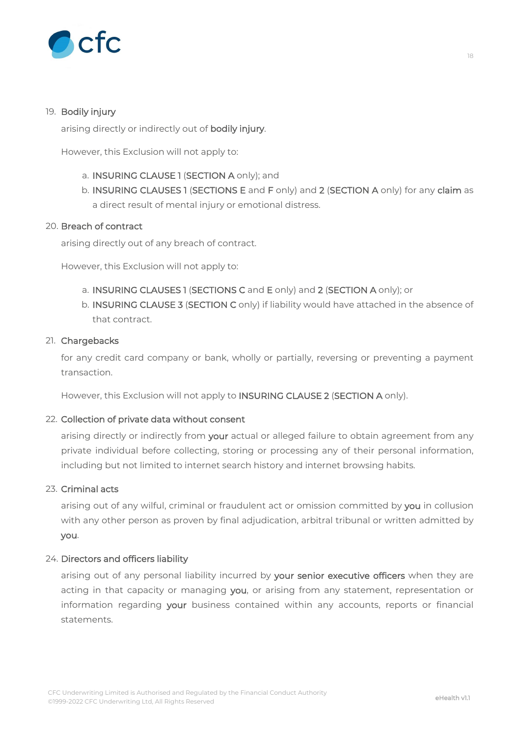19. **Bodily injury**

    arising directly or indirectly out of **bodily injury**.

    However, this Exclusion will not apply to:

    a. **INSURING CLAUSE 1** (**SECTION A** only); and
    b. **INSURING CLAUSES 1** (**SECTIONS E** and **F** only) and **2** (**SECTION A** only) for any **claim** as a direct result of mental injury or emotional distress.

20. **Breach of contract**

    arising directly out of any breach of contract.

    However, this Exclusion will not apply to:

    a. **INSURING CLAUSES 1** (**SECTIONS C** and **E** only) and **2** (**SECTION A** only); or
    b. **INSURING CLAUSE 3** (**SECTION C** only) if liability would have attached in the absence of that contract.

21. **Chargebacks**

    for any credit card company or bank, wholly or partially, reversing or preventing a payment transaction.

    However, this Exclusion will not apply to **INSURING CLAUSE 2** (**SECTION A** only).

22. **Collection of private data without consent**

    arising directly or indirectly from **your** actual or alleged failure to obtain agreement from any private individual before collecting, storing or processing any of their personal information, including but not limited to internet search history and internet browsing habits.

23. **Criminal acts**

    arising out of any wilful, criminal or fraudulent act or omission committed by **you** in collusion with any other person as proven by final adjudication, arbitral tribunal or written admitted by **you**.

24. **Directors and officers liability**

    arising out of any personal liability incurred by **your senior executive officers** when they are acting in that capacity or managing **you**, or arising from any statement, representation or information regarding **your** business contained within any accounts, reports or financial statements.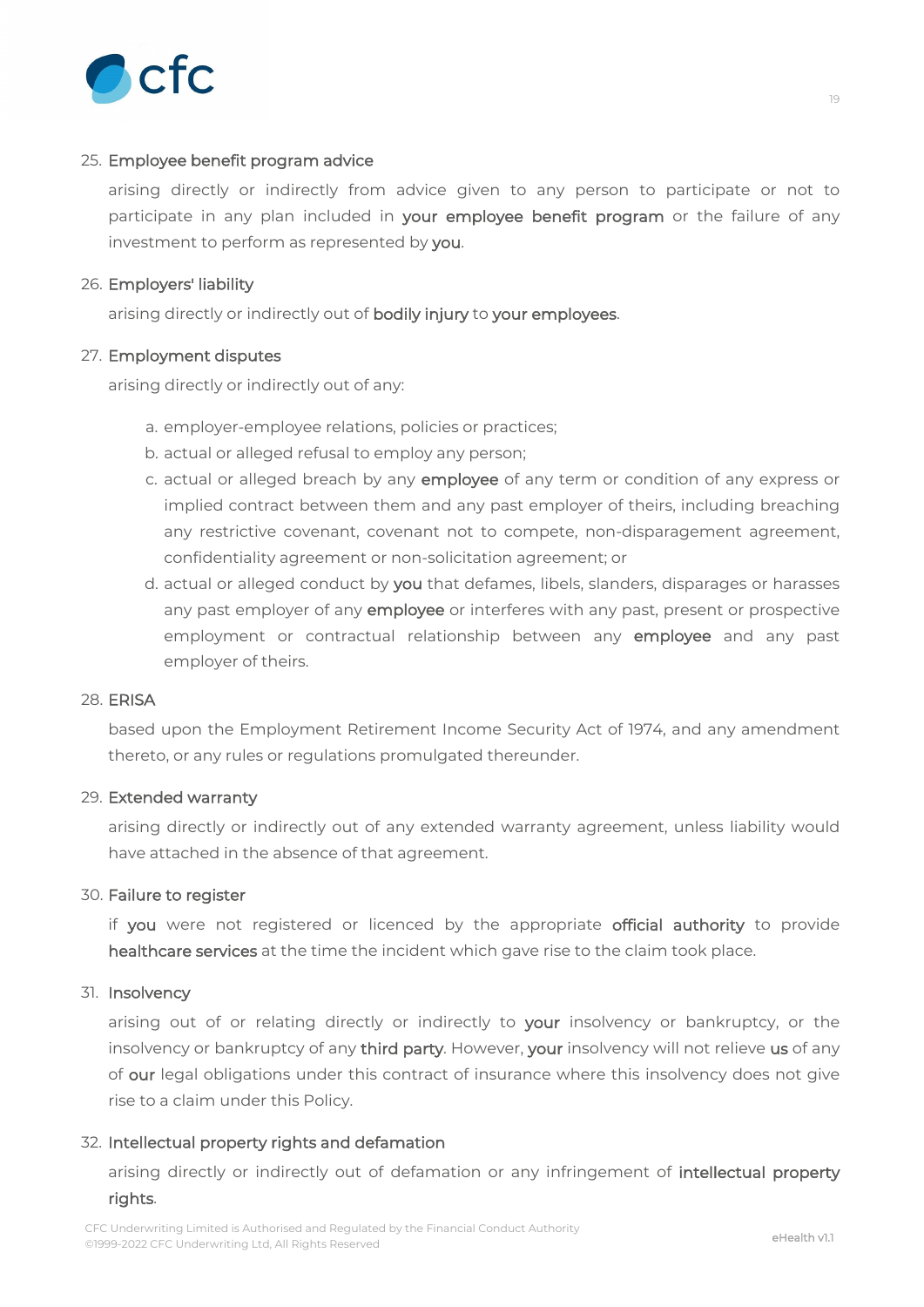25. **Employee benefit program advice**

    arising directly or indirectly from advice given to any person to participate or not to participate in any plan included in **your employee benefit program** or the failure of any investment to perform as represented by **you**.

26. **Employers' liability**

    arising directly or indirectly out of **bodily injury** to **your employees**.

27. **Employment disputes**

    arising directly or indirectly out of any:

    a. employer-employee relations, policies or practices;
    b. actual or alleged refusal to employ any person;
    c. actual or alleged breach by any **employee** of any term or condition of any express or implied contract between them and any past employer of theirs, including breaching any restrictive covenant, covenant not to compete, non-disparagement agreement, confidentiality agreement or non-solicitation agreement; or
    d. actual or alleged conduct by **you** that defames, libels, slanders, disparages or harasses any past employer of any **employee** or interferes with any past, present or prospective employment or contractual relationship between any **employee** and any past employer of theirs.

28. **ERISA**

    based upon the Employment Retirement Income Security Act of 1974, and any amendment thereto, or any rules or regulations promulgated thereunder.

29. **Extended warranty**

    arising directly or indirectly out of any extended warranty agreement, unless liability would have attached in the absence of that agreement.

30. **Failure to register**

    if **you** were not registered or licenced by the appropriate **official authority** to provide **healthcare services** at the time the incident which gave rise to the claim took place.

31. **Insolvency**

    arising out of or relating directly or indirectly to **your** insolvency or bankruptcy, or the insolvency or bankruptcy of any **third party**. However, **your** insolvency will not relieve **us** of any of **our** legal obligations under this contract of insurance where this insolvency does not give rise to a claim under this Policy.

32. **Intellectual property rights and defamation**

    arising directly or indirectly out of defamation or any infringement of **intellectual property rights**.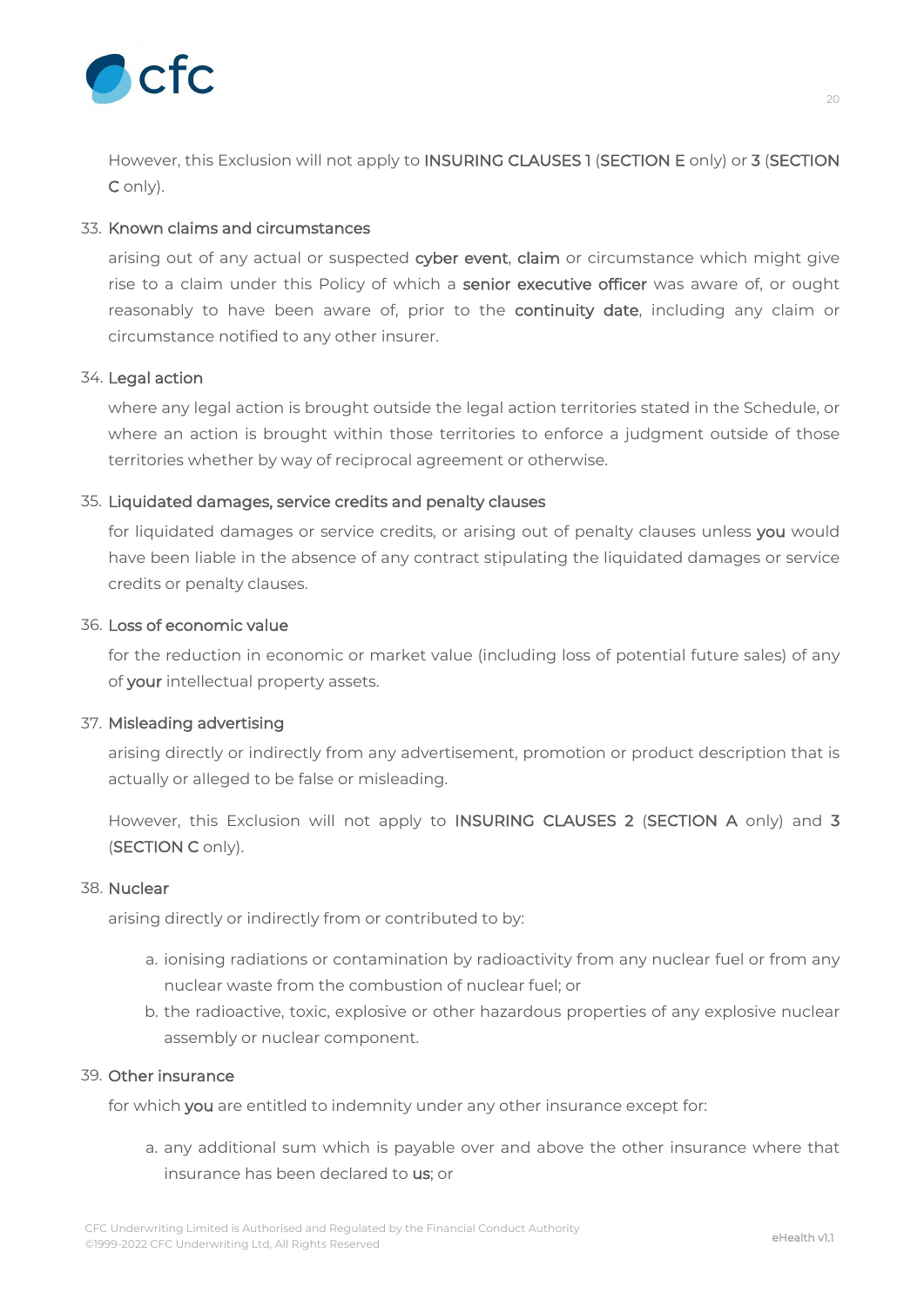However, this Exclusion will not apply to **INSURING CLAUSES 1** (**SECTION E** only) or **3** (**SECTION C** only).

33. Known claims and circumstances

    arising out of any actual or suspected **cyber event**, **claim** or circumstance which might give rise to a claim under this Policy of which a **senior executive officer** was aware of, or ought reasonably to have been aware of, prior to the **continuity date**, including any claim or circumstance notified to any other insurer.

34. Legal action

    where any legal action is brought outside the legal action territories stated in the Schedule, or where an action is brought within those territories to enforce a judgment outside of those territories whether by way of reciprocal agreement or otherwise.

35. Liquidated damages, service credits and penalty clauses

    for liquidated damages or service credits, or arising out of penalty clauses unless **you** would have been liable in the absence of any contract stipulating the liquidated damages or service credits or penalty clauses.

36. Loss of economic value

    for the reduction in economic or market value (including loss of potential future sales) of any of **your** intellectual property assets.

37. Misleading advertising

    arising directly or indirectly from any advertisement, promotion or product description that is actually or alleged to be false or misleading.

    However, this Exclusion will not apply to **INSURING CLAUSES 2** (**SECTION A** only) and **3** (**SECTION C** only).

38. Nuclear

    arising directly or indirectly from or contributed to by:

    a. ionising radiations or contamination by radioactivity from any nuclear fuel or from any nuclear waste from the combustion of nuclear fuel; or
    b. the radioactive, toxic, explosive or other hazardous properties of any explosive nuclear assembly or nuclear component.

39. Other insurance

    for which **you** are entitled to indemnity under any other insurance except for:

    a. any additional sum which is payable over and above the other insurance where that insurance has been declared to **us**; or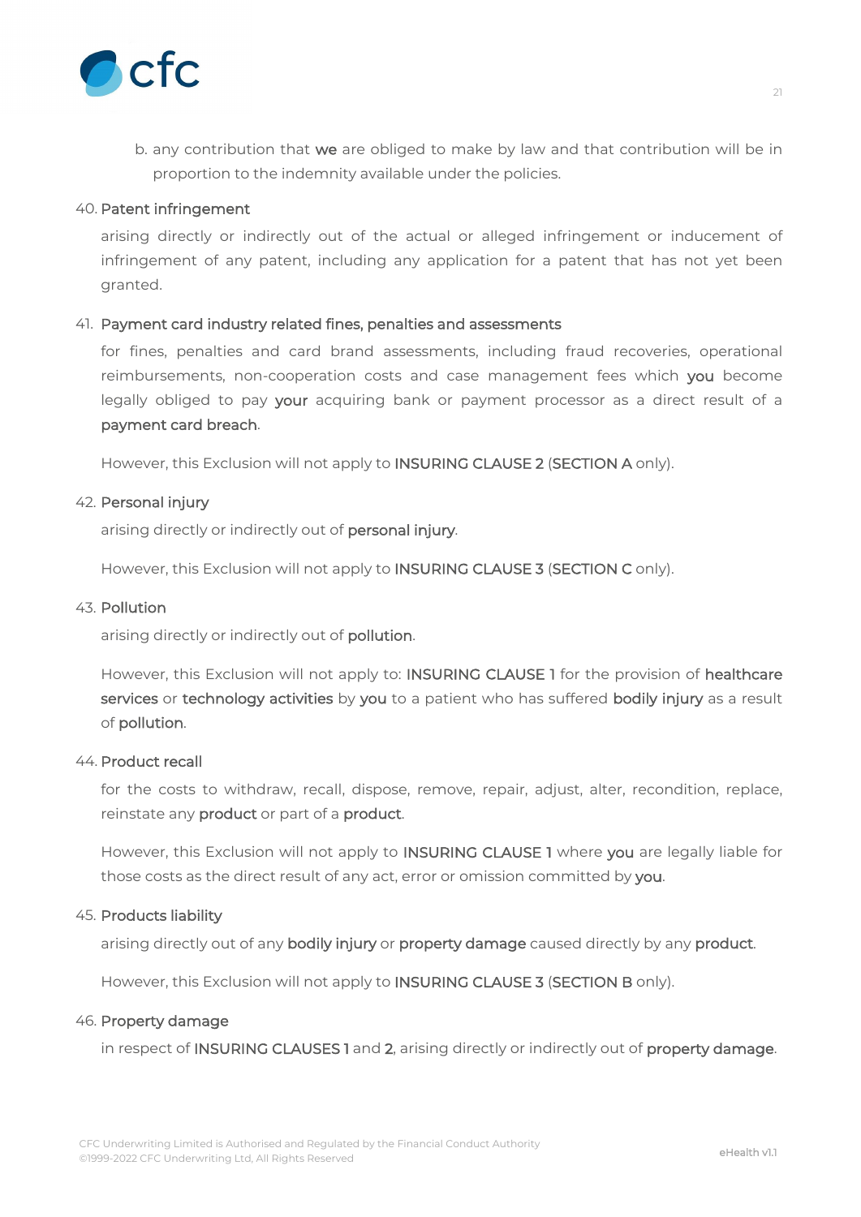b. any contribution that **we** are obliged to make by law and that contribution will be in proportion to the indemnity available under the policies.

40. **Patent infringement**

    arising directly or indirectly out of the actual or alleged infringement or inducement of infringement of any patent, including any application for a patent that has not yet been granted.

41. **Payment card industry related fines, penalties and assessments**

    for fines, penalties and card brand assessments, including fraud recoveries, operational reimbursements, non-cooperation costs and case management fees which **you** become legally obliged to pay **your** acquiring bank or payment processor as a direct result of a **payment card breach**.

    However, this Exclusion will not apply to **INSURING CLAUSE 2** (**SECTION A** only).

42. **Personal injury**

    arising directly or indirectly out of **personal injury**.

    However, this Exclusion will not apply to **INSURING CLAUSE 3** (**SECTION C** only).

43. **Pollution**

    arising directly or indirectly out of **pollution**.

    However, this Exclusion will not apply to: **INSURING CLAUSE 1** for the provision of **healthcare services** or **technology activities** by **you** to a patient who has suffered **bodily injury** as a result of **pollution**.

44. **Product recall**

    for the costs to withdraw, recall, dispose, remove, repair, adjust, alter, recondition, replace, reinstate any **product** or part of a **product**.

    However, this Exclusion will not apply to **INSURING CLAUSE 1** where **you** are legally liable for those costs as the direct result of any act, error or omission committed by **you**.

45. **Products liability**

    arising directly out of any **bodily injury** or **property damage** caused directly by any **product**.

    However, this Exclusion will not apply to **INSURING CLAUSE 3** (**SECTION B** only).

46. **Property damage**

    in respect of **INSURING CLAUSES 1** and **2**, arising directly or indirectly out of **property damage**.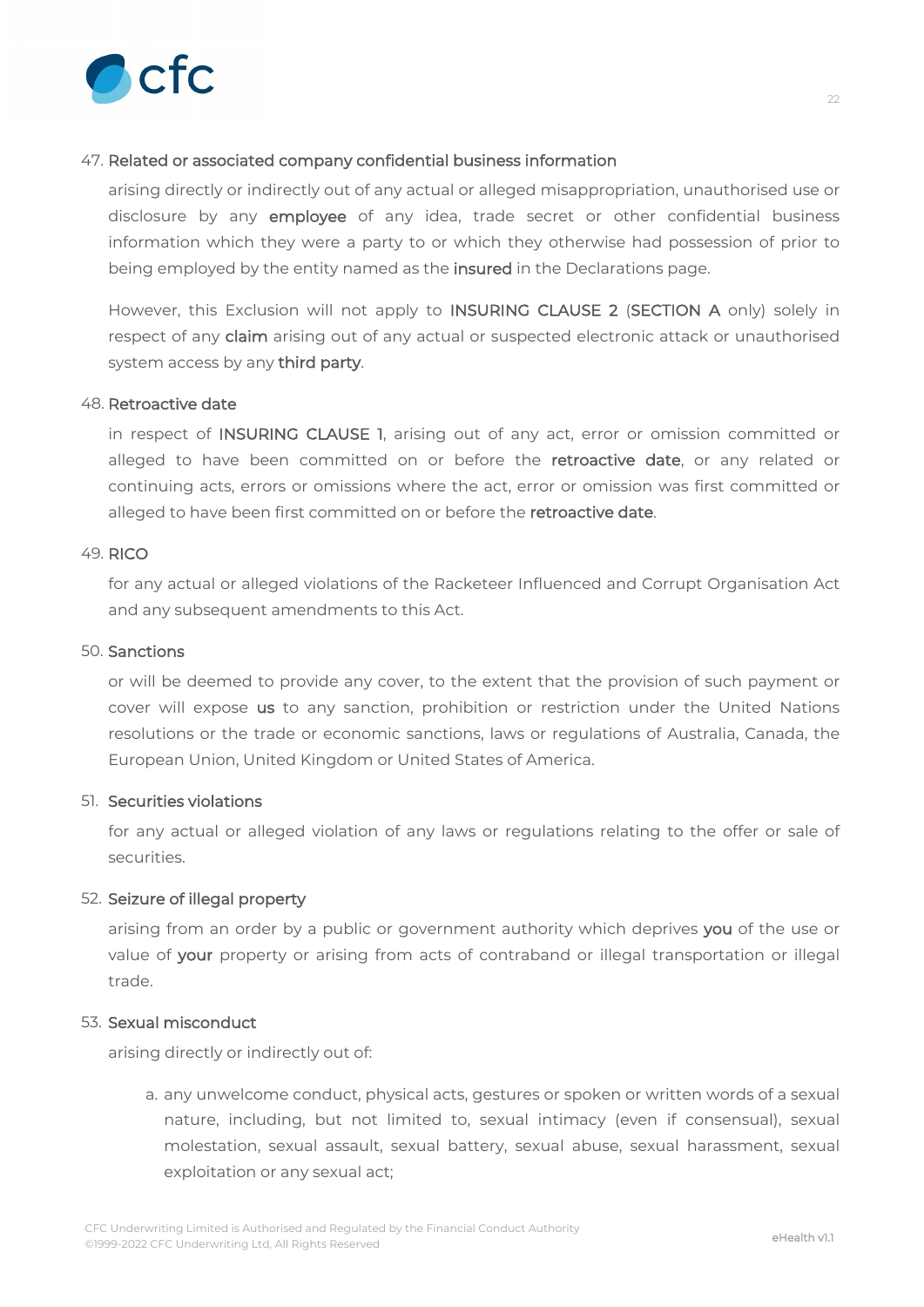47. **Related or associated company confidential business information**

 arising directly or indirectly out of any actual or alleged misappropriation, unauthorised use or disclosure by any **employee** of any idea, trade secret or other confidential business information which they were a party to or which they otherwise had possession of prior to being employed by the entity named as the **insured** in the Declarations page.

 However, this Exclusion will not apply to **INSURING CLAUSE 2** (**SECTION A** only) solely in respect of any **claim** arising out of any actual or suspected electronic attack or unauthorised system access by any **third party**.

48. **Retroactive date**

 in respect of **INSURING CLAUSE 1**, arising out of any act, error or omission committed or alleged to have been committed on or before the **retroactive date**, or any related or continuing acts, errors or omissions where the act, error or omission was first committed or alleged to have been first committed on or before the **retroactive date**.

49. **RICO**

 for any actual or alleged violations of the Racketeer Influenced and Corrupt Organisation Act and any subsequent amendments to this Act.

50. **Sanctions**

 or will be deemed to provide any cover, to the extent that the provision of such payment or cover will expose **us** to any sanction, prohibition or restriction under the United Nations resolutions or the trade or economic sanctions, laws or regulations of Australia, Canada, the European Union, United Kingdom or United States of America.

51. **Securities violations**

 for any actual or alleged violation of any laws or regulations relating to the offer or sale of securities.

52. **Seizure of illegal property**

 arising from an order by a public or government authority which deprives **you** of the use or value of **your** property or arising from acts of contraband or illegal transportation or illegal trade.

53. **Sexual misconduct**

 arising directly or indirectly out of:

 a. any unwelcome conduct, physical acts, gestures or spoken or written words of a sexual nature, including, but not limited to, sexual intimacy (even if consensual), sexual molestation, sexual assault, sexual battery, sexual abuse, sexual harassment, sexual exploitation or any sexual act;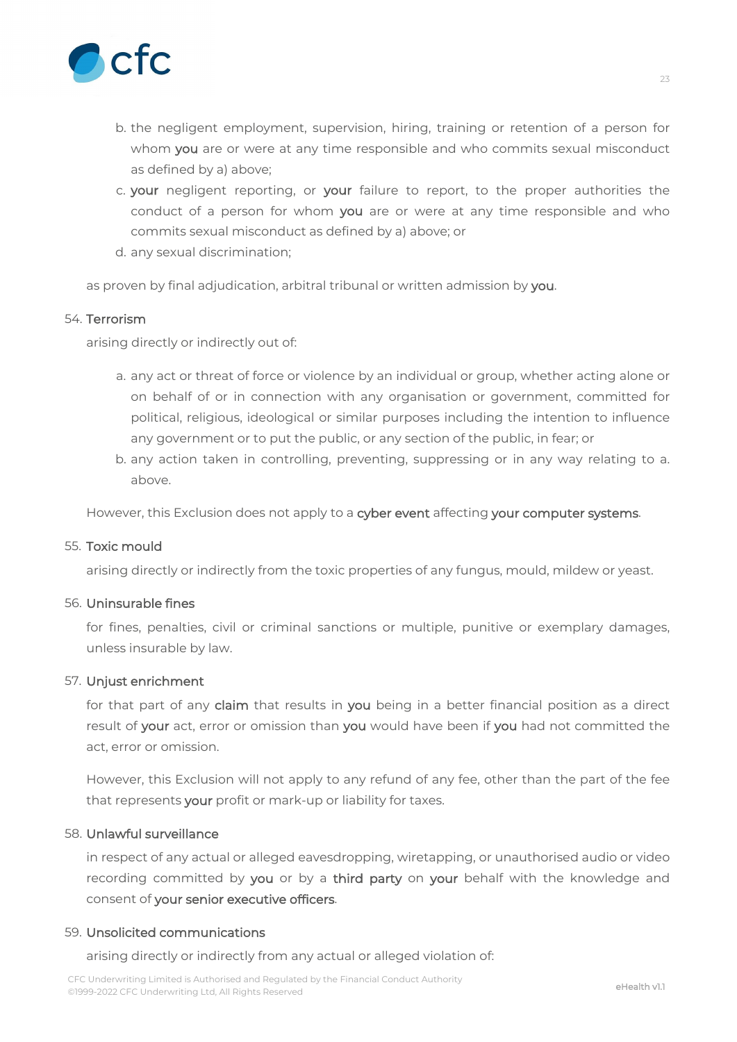b. the negligent employment, supervision, hiring, training or retention of a person for whom **you** are or were at any time responsible and who commits sexual misconduct as defined by a) above;
c. **your** negligent reporting, or **your** failure to report, to the proper authorities the conduct of a person for whom **you** are or were at any time responsible and who commits sexual misconduct as defined by a) above; or
d. any sexual discrimination;

as proven by final adjudication, arbitral tribunal or written admission by **you**.

54. **Terrorism**

arising directly or indirectly out of:

a. any act or threat of force or violence by an individual or group, whether acting alone or on behalf of or in connection with any organisation or government, committed for political, religious, ideological or similar purposes including the intention to influence any government or to put the public, or any section of the public, in fear; or
b. any action taken in controlling, preventing, suppressing or in any way relating to a. above.

However, this Exclusion does not apply to a **cyber event** affecting **your computer systems**.

55. **Toxic mould**

arising directly or indirectly from the toxic properties of any fungus, mould, mildew or yeast.

56. **Uninsurable fines**

for fines, penalties, civil or criminal sanctions or multiple, punitive or exemplary damages, unless insurable by law.

57. **Unjust enrichment**

for that part of any **claim** that results in **you** being in a better financial position as a direct result of **your** act, error or omission than **you** would have been if **you** had not committed the act, error or omission.

However, this Exclusion will not apply to any refund of any fee, other than the part of the fee that represents **your** profit or mark-up or liability for taxes.

58. **Unlawful surveillance**

in respect of any actual or alleged eavesdropping, wiretapping, or unauthorised audio or video recording committed by **you** or by a **third party** on **your** behalf with the knowledge and consent of **your senior executive officers**.

59. **Unsolicited communications**

arising directly or indirectly from any actual or alleged violation of: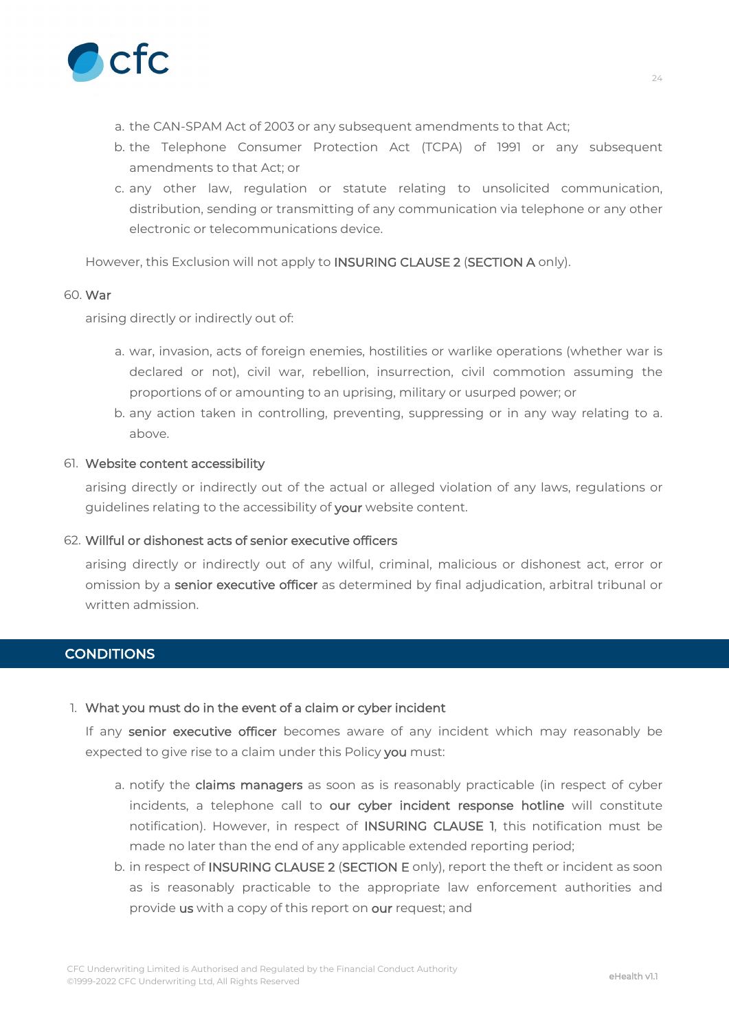a. the CAN-SPAM Act of 2003 or any subsequent amendments to that Act;
b. the Telephone Consumer Protection Act (TCPA) of 1991 or any subsequent amendments to that Act; or
c. any other law, regulation or statute relating to unsolicited communication, distribution, sending or transmitting of any communication via telephone or any other electronic or telecommunications device.

However, this Exclusion will not apply to INSURING CLAUSE 2 (SECTION A only).

60. War

arising directly or indirectly out of:

a. war, invasion, acts of foreign enemies, hostilities or warlike operations (whether war is declared or not), civil war, rebellion, insurrection, civil commotion assuming the proportions of or amounting to an uprising, military or usurped power; or
b. any action taken in controlling, preventing, suppressing or in any way relating to a. above.

61. Website content accessibility

arising directly or indirectly out of the actual or alleged violation of any laws, regulations or guidelines relating to the accessibility of **your** website content.

62. Willful or dishonest acts of senior executive officers

arising directly or indirectly out of any wilful, criminal, malicious or dishonest act, error or omission by a **senior executive officer** as determined by final adjudication, arbitral tribunal or written admission.

## CONDITIONS

1. What you must do in the event of a claim or cyber incident

If any **senior executive officer** becomes aware of any incident which may reasonably be expected to give rise to a claim under this Policy **you** must:

a. notify the **claims managers** as soon as is reasonably practicable (in respect of cyber incidents, a telephone call to **our cyber incident response hotline** will constitute notification). However, in respect of INSURING CLAUSE 1, this notification must be made no later than the end of any applicable extended reporting period;
b. in respect of INSURING CLAUSE 2 (SECTION E only), report the theft or incident as soon as is reasonably practicable to the appropriate law enforcement authorities and provide **us** with a copy of this report on **our** request; and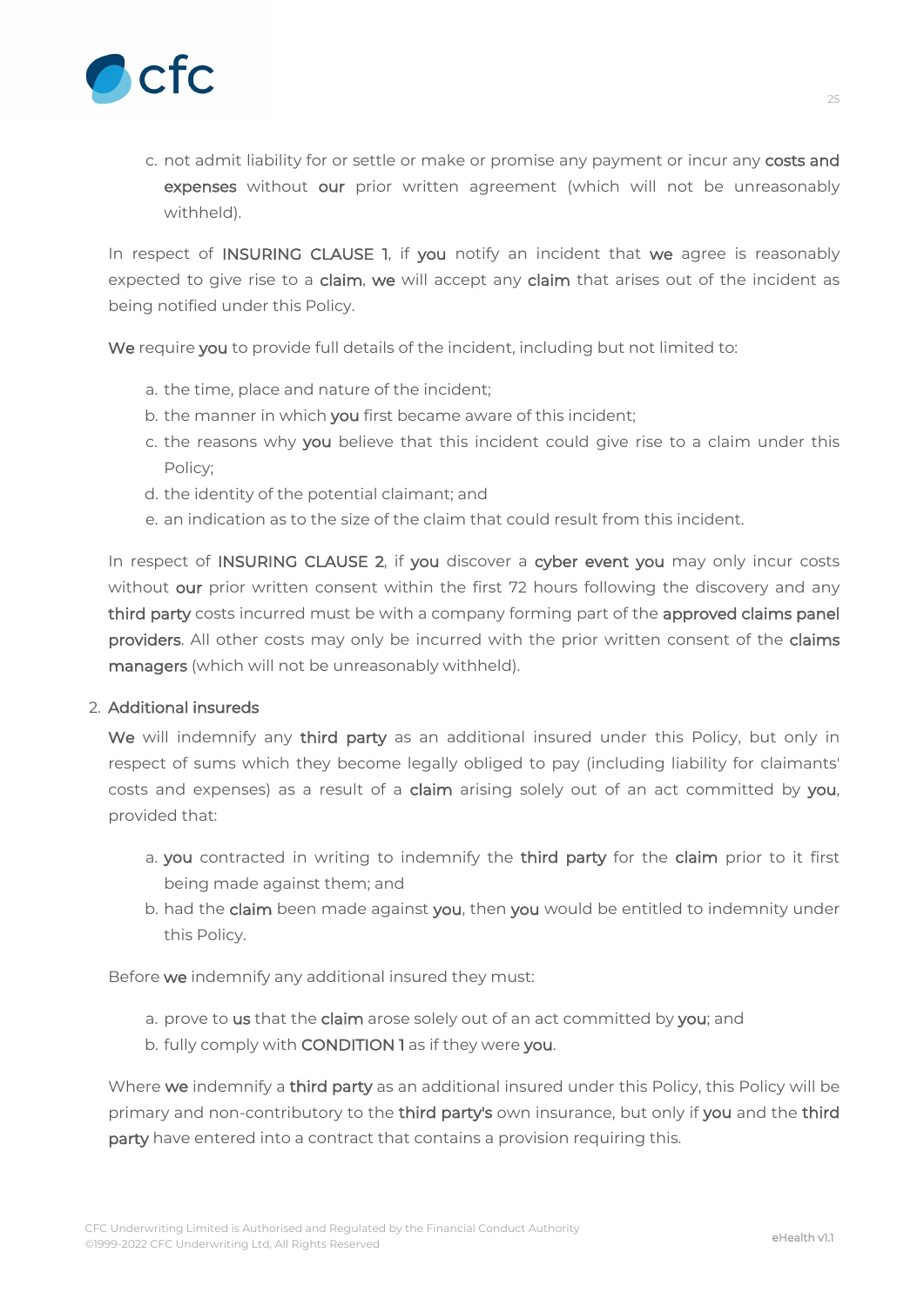c. not admit liability for or settle or make or promise any payment or incur any **costs and expenses** without **our** prior written agreement (which will not be unreasonably withheld).

In respect of **INSURING CLAUSE 1**, if **you** notify an incident that **we** agree is reasonably expected to give rise to a **claim**, **we** will accept any **claim** that arises out of the incident as being notified under this Policy.

**We** require **you** to provide full details of the incident, including but not limited to:

a. the time, place and nature of the incident;
b. the manner in which **you** first became aware of this incident;
c. the reasons why **you** believe that this incident could give rise to a claim under this Policy;
d. the identity of the potential claimant; and
e. an indication as to the size of the claim that could result from this incident.

In respect of **INSURING CLAUSE 2**, if **you** discover a **cyber event you** may only incur costs without **our** prior written consent within the first 72 hours following the discovery and any **third party** costs incurred must be with a company forming part of the **approved claims panel providers**. All other costs may only be incurred with the prior written consent of the **claims managers** (which will not be unreasonably withheld).

2. **Additional insureds**

**We** will indemnify any **third party** as an additional insured under this Policy, but only in respect of sums which they become legally obliged to pay (including liability for claimants' costs and expenses) as a result of a **claim** arising solely out of an act committed by **you**, provided that:

a. **you** contracted in writing to indemnify the **third party** for the **claim** prior to it first being made against them; and
b. had the **claim** been made against **you**, then **you** would be entitled to indemnity under this Policy.

Before **we** indemnify any additional insured they must:

a. prove to **us** that the **claim** arose solely out of an act committed by **you**; and
b. fully comply with **CONDITION 1** as if they were **you**.

Where **we** indemnify a **third party** as an additional insured under this Policy, this Policy will be primary and non-contributory to the **third party's** own insurance, but only if **you** and the **third party** have entered into a contract that contains a provision requiring this.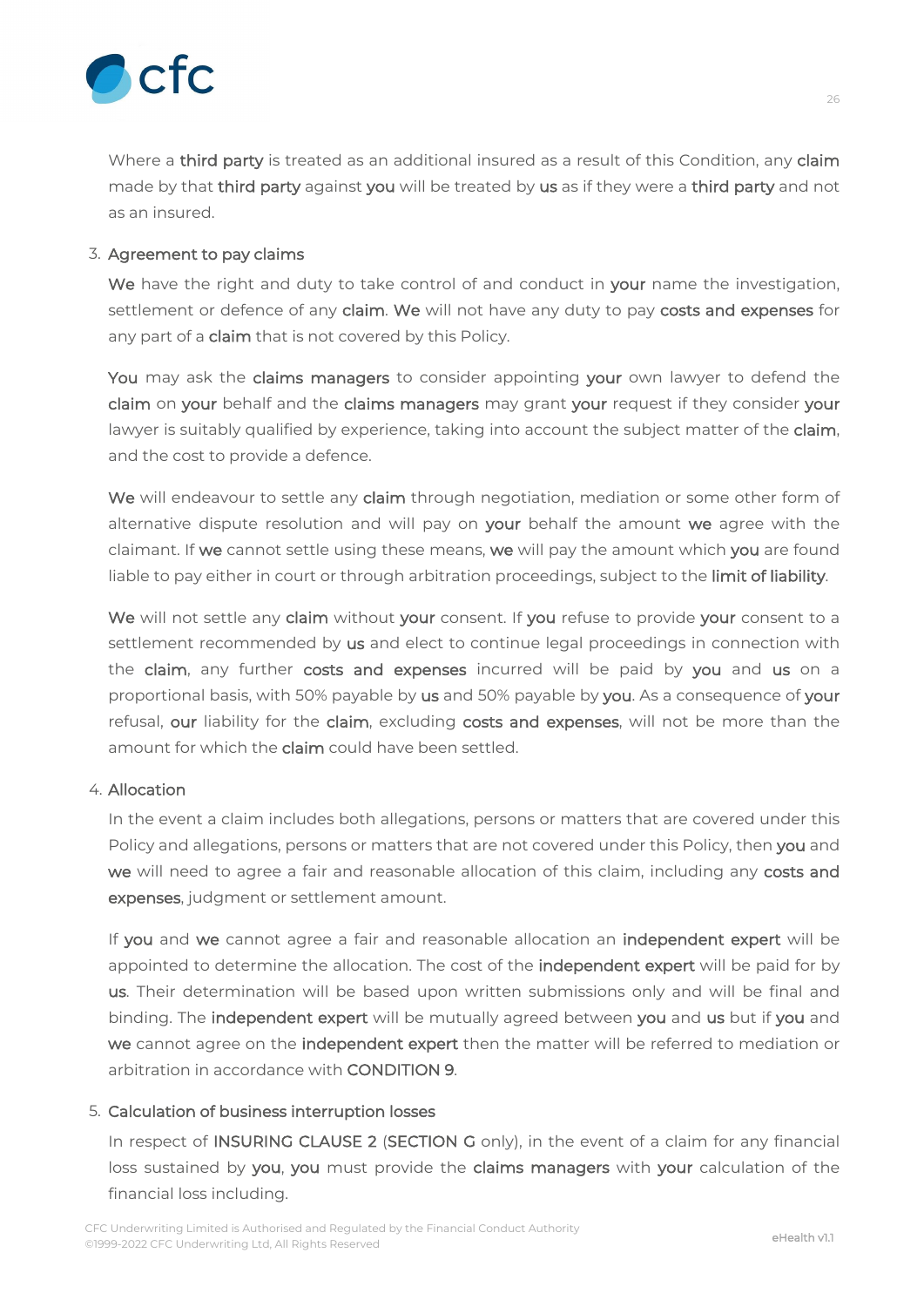Where a **third party** is treated as an additional insured as a result of this Condition, any **claim** made by that **third party** against **you** will be treated by **us** as if they were a **third party** and not as an insured.

3. Agreement to pay claims

   **We** have the right and duty to take control of and conduct in **your** name the investigation, settlement or defence of any **claim**. **We** will not have any duty to pay **costs and expenses** for any part of a **claim** that is not covered by this Policy.

   **You** may ask the **claims managers** to consider appointing **your** own lawyer to defend the **claim** on **your** behalf and the **claims managers** may grant **your** request if they consider **your** lawyer is suitably qualified by experience, taking into account the subject matter of the **claim**, and the cost to provide a defence.

   **We** will endeavour to settle any **claim** through negotiation, mediation or some other form of alternative dispute resolution and will pay on **your** behalf the amount **we** agree with the claimant. If **we** cannot settle using these means, **we** will pay the amount which **you** are found liable to pay either in court or through arbitration proceedings, subject to the **limit of liability**.

   **We** will not settle any **claim** without **your** consent. If **you** refuse to provide **your** consent to a settlement recommended by **us** and elect to continue legal proceedings in connection with the **claim**, any further **costs and expenses** incurred will be paid by **you** and **us** on a proportional basis, with 50% payable by **us** and 50% payable by **you**. As a consequence of **your** refusal, **our** liability for the **claim**, excluding **costs and expenses**, will not be more than the amount for which the **claim** could have been settled.

4. Allocation

   In the event a claim includes both allegations, persons or matters that are covered under this Policy and allegations, persons or matters that are not covered under this Policy, then **you** and **we** will need to agree a fair and reasonable allocation of this claim, including any **costs and expenses**, judgment or settlement amount.

   If **you** and **we** cannot agree a fair and reasonable allocation an **independent expert** will be appointed to determine the allocation. The cost of the **independent expert** will be paid for by **us**. Their determination will be based upon written submissions only and will be final and binding. The **independent expert** will be mutually agreed between **you** and **us** but if **you** and **we** cannot agree on the **independent expert** then the matter will be referred to mediation or arbitration in accordance with **CONDITION 9**.

5. Calculation of business interruption losses

   In respect of **INSURING CLAUSE 2** (**SECTION G** only), in the event of a claim for any financial loss sustained by **you**, **you** must provide the **claims managers** with **your** calculation of the financial loss including.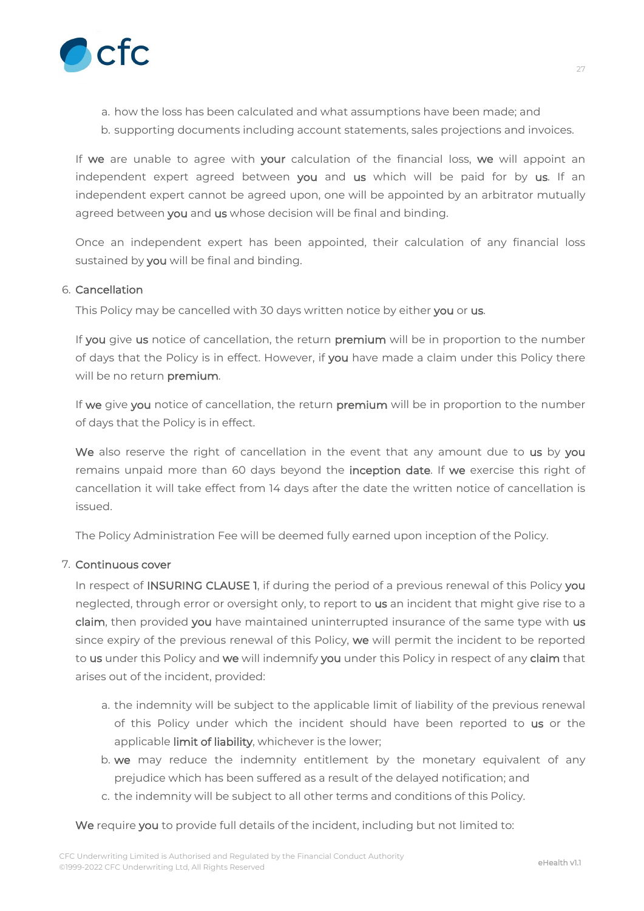a. how the loss has been calculated and what assumptions have been made; and
b. supporting documents including account statements, sales projections and invoices.

If **we** are unable to agree with **your** calculation of the financial loss, **we** will appoint an independent expert agreed between **you** and **us** which will be paid for by **us**. If an independent expert cannot be agreed upon, one will be appointed by an arbitrator mutually agreed between **you** and **us** whose decision will be final and binding.

Once an independent expert has been appointed, their calculation of any financial loss sustained by **you** will be final and binding.

6. **Cancellation**

This Policy may be cancelled with 30 days written notice by either **you** or **us**.

If **you** give **us** notice of cancellation, the return **premium** will be in proportion to the number of days that the Policy is in effect. However, if **you** have made a claim under this Policy there will be no return **premium**.

If **we** give **you** notice of cancellation, the return **premium** will be in proportion to the number of days that the Policy is in effect.

**We** also reserve the right of cancellation in the event that any amount due to **us** by **you** remains unpaid more than 60 days beyond the **inception date**. If **we** exercise this right of cancellation it will take effect from 14 days after the date the written notice of cancellation is issued.

The Policy Administration Fee will be deemed fully earned upon inception of the Policy.

7. **Continuous cover**

In respect of **INSURING CLAUSE 1**, if during the period of a previous renewal of this Policy **you** neglected, through error or oversight only, to report to **us** an incident that might give rise to a **claim**, then provided **you** have maintained uninterrupted insurance of the same type with **us** since expiry of the previous renewal of this Policy, **we** will permit the incident to be reported to **us** under this Policy and **we** will indemnify **you** under this Policy in respect of any **claim** that arises out of the incident, provided:

a. the indemnity will be subject to the applicable limit of liability of the previous renewal of this Policy under which the incident should have been reported to **us** or the applicable **limit of liability**, whichever is the lower;
b. **we** may reduce the indemnity entitlement by the monetary equivalent of any prejudice which has been suffered as a result of the delayed notification; and
c. the indemnity will be subject to all other terms and conditions of this Policy.

**We** require **you** to provide full details of the incident, including but not limited to: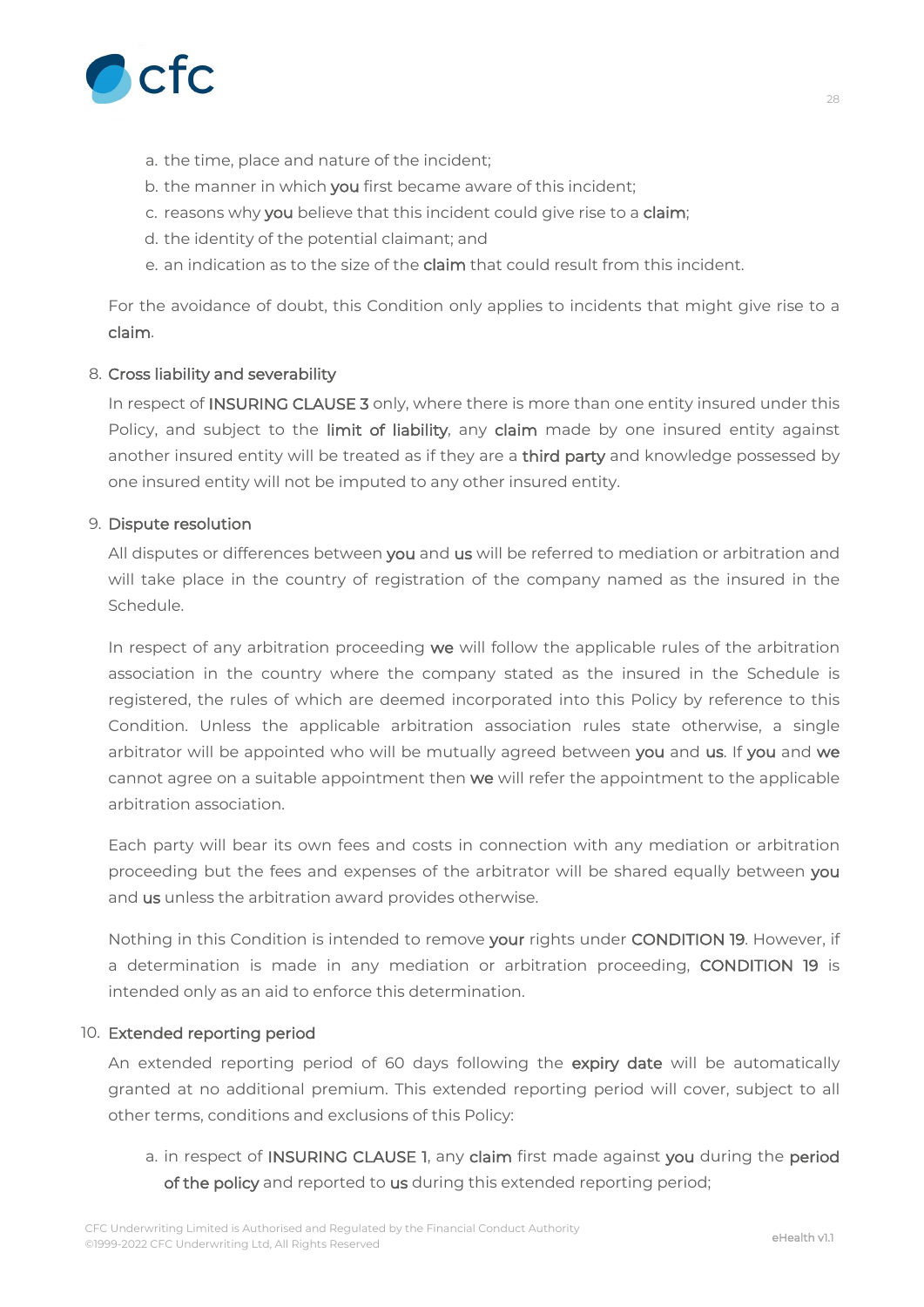a. the time, place and nature of the incident;
b. the manner in which **you** first became aware of this incident;
c. reasons why **you** believe that this incident could give rise to a **claim**;
d. the identity of the potential claimant; and
e. an indication as to the size of the **claim** that could result from this incident.

For the avoidance of doubt, this Condition only applies to incidents that might give rise to a **claim**.

8. **Cross liability and severability**

   In respect of **INSURING CLAUSE 3** only, where there is more than one entity insured under this Policy, and subject to the **limit of liability**, any **claim** made by one insured entity against another insured entity will be treated as if they are a **third party** and knowledge possessed by one insured entity will not be imputed to any other insured entity.

9. **Dispute resolution**

   All disputes or differences between **you** and **us** will be referred to mediation or arbitration and will take place in the country of registration of the company named as the insured in the Schedule.

   In respect of any arbitration proceeding **we** will follow the applicable rules of the arbitration association in the country where the company stated as the insured in the Schedule is registered, the rules of which are deemed incorporated into this Policy by reference to this Condition. Unless the applicable arbitration association rules state otherwise, a single arbitrator will be appointed who will be mutually agreed between **you** and **us**. If **you** and **we** cannot agree on a suitable appointment then **we** will refer the appointment to the applicable arbitration association.

   Each party will bear its own fees and costs in connection with any mediation or arbitration proceeding but the fees and expenses of the arbitrator will be shared equally between **you** and **us** unless the arbitration award provides otherwise.

   Nothing in this Condition is intended to remove **your** rights under **CONDITION 19**. However, if a determination is made in any mediation or arbitration proceeding, **CONDITION 19** is intended only as an aid to enforce this determination.

10. **Extended reporting period**

    An extended reporting period of 60 days following the **expiry date** will be automatically granted at no additional premium. This extended reporting period will cover, subject to all other terms, conditions and exclusions of this Policy:

    a. in respect of **INSURING CLAUSE 1**, any **claim** first made against **you** during the **period of the policy** and reported to **us** during this extended reporting period;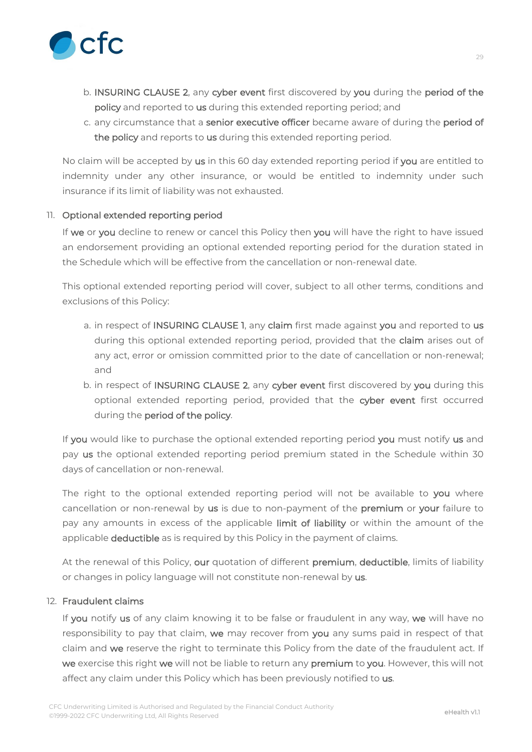b. INSURING CLAUSE 2, any **cyber event** first discovered by **you** during the **period of the policy** and reported to **us** during this extended reporting period; and
c. any circumstance that a **senior executive officer** became aware of during the **period of the policy** and reports to **us** during this extended reporting period.

No claim will be accepted by **us** in this 60 day extended reporting period if **you** are entitled to indemnity under any other insurance, or would be entitled to indemnity under such insurance if its limit of liability was not exhausted.

11. Optional extended reporting period

If **we** or **you** decline to renew or cancel this Policy then **you** will have the right to have issued an endorsement providing an optional extended reporting period for the duration stated in the Schedule which will be effective from the cancellation or non-renewal date.

This optional extended reporting period will cover, subject to all other terms, conditions and exclusions of this Policy:

a. in respect of INSURING CLAUSE 1, any **claim** first made against **you** and reported to **us** during this optional extended reporting period, provided that the **claim** arises out of any act, error or omission committed prior to the date of cancellation or non-renewal; and
b. in respect of INSURING CLAUSE 2, any **cyber event** first discovered by **you** during this optional extended reporting period, provided that the **cyber event** first occurred during the **period of the policy**.

If **you** would like to purchase the optional extended reporting period **you** must notify **us** and pay **us** the optional extended reporting period premium stated in the Schedule within 30 days of cancellation or non-renewal.

The right to the optional extended reporting period will not be available to **you** where cancellation or non-renewal by **us** is due to non-payment of the **premium** or **your** failure to pay any amounts in excess of the applicable **limit of liability** or within the amount of the applicable **deductible** as is required by this Policy in the payment of claims.

At the renewal of this Policy, **our** quotation of different **premium**, **deductible**, limits of liability or changes in policy language will not constitute non-renewal by **us**.

12. Fraudulent claims

If **you** notify **us** of any claim knowing it to be false or fraudulent in any way, **we** will have no responsibility to pay that claim, **we** may recover from **you** any sums paid in respect of that claim and **we** reserve the right to terminate this Policy from the date of the fraudulent act. If **we** exercise this right **we** will not be liable to return any **premium** to **you**. However, this will not affect any claim under this Policy which has been previously notified to **us**.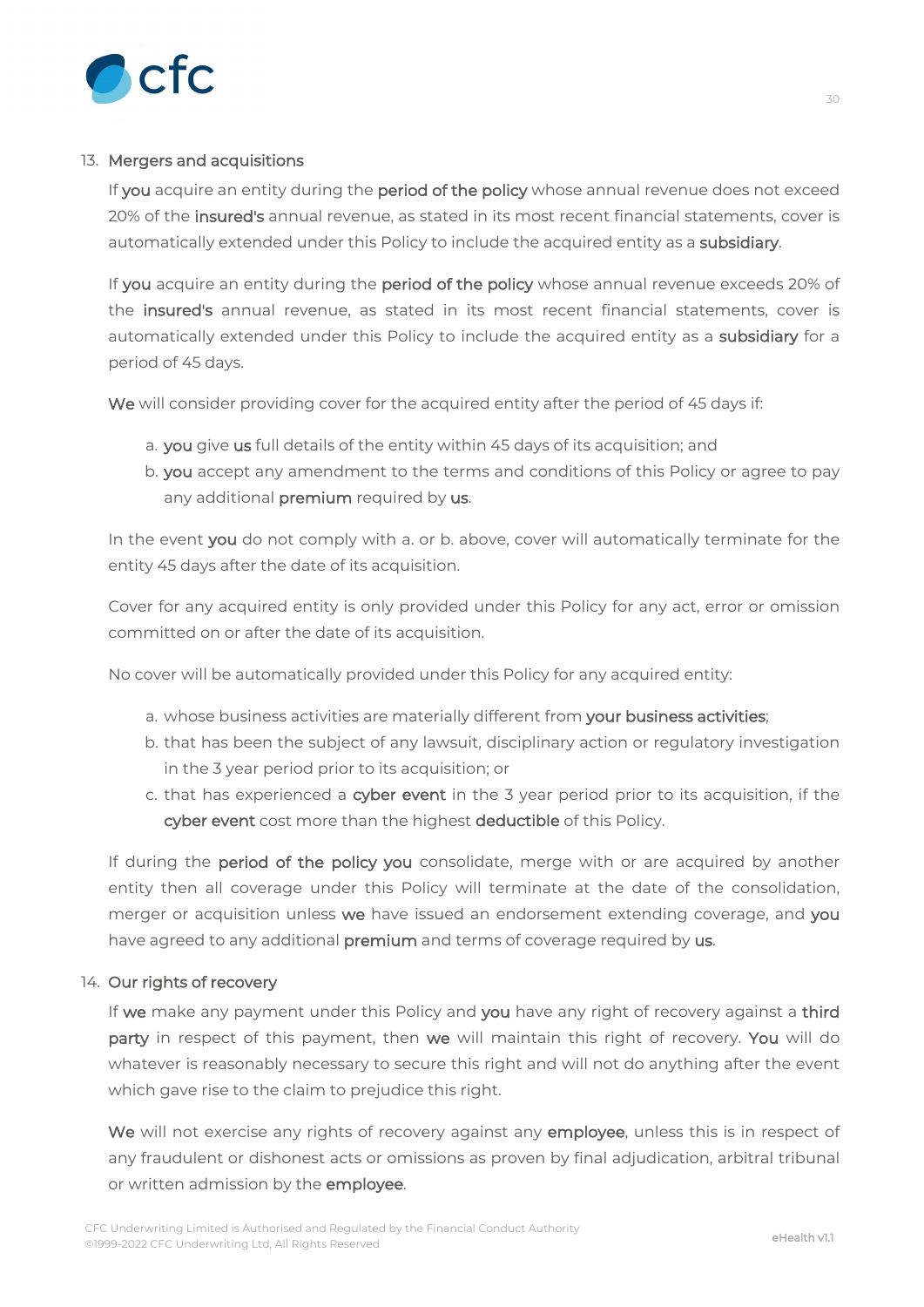13. Mergers and acquisitions

    If **you** acquire an entity during the **period of the policy** whose annual revenue does not exceed 20% of the **insured's** annual revenue, as stated in its most recent financial statements, cover is automatically extended under this Policy to include the acquired entity as a **subsidiary**.

    If **you** acquire an entity during the **period of the policy** whose annual revenue exceeds 20% of the **insured's** annual revenue, as stated in its most recent financial statements, cover is automatically extended under this Policy to include the acquired entity as a **subsidiary** for a period of 45 days.

    **We** will consider providing cover for the acquired entity after the period of 45 days if:

    a. **you** give **us** full details of the entity within 45 days of its acquisition; and
    b. **you** accept any amendment to the terms and conditions of this Policy or agree to pay any additional **premium** required by **us**.

    In the event **you** do not comply with a. or b. above, cover will automatically terminate for the entity 45 days after the date of its acquisition.

    Cover for any acquired entity is only provided under this Policy for any act, error or omission committed on or after the date of its acquisition.

    No cover will be automatically provided under this Policy for any acquired entity:

    a. whose business activities are materially different from **your business activities**;
    b. that has been the subject of any lawsuit, disciplinary action or regulatory investigation in the 3 year period prior to its acquisition; or
    c. that has experienced a **cyber event** in the 3 year period prior to its acquisition, if the **cyber event** cost more than the highest **deductible** of this Policy.

    If during the **period of the policy you** consolidate, merge with or are acquired by another entity then all coverage under this Policy will terminate at the date of the consolidation, merger or acquisition unless **we** have issued an endorsement extending coverage, and **you** have agreed to any additional **premium** and terms of coverage required by **us**.

14. Our rights of recovery

    If **we** make any payment under this Policy and **you** have any right of recovery against a **third party** in respect of this payment, then **we** will maintain this right of recovery. **You** will do whatever is reasonably necessary to secure this right and will not do anything after the event which gave rise to the claim to prejudice this right.

    **We** will not exercise any rights of recovery against any **employee**, unless this is in respect of any fraudulent or dishonest acts or omissions as proven by final adjudication, arbitral tribunal or written admission by the **employee**.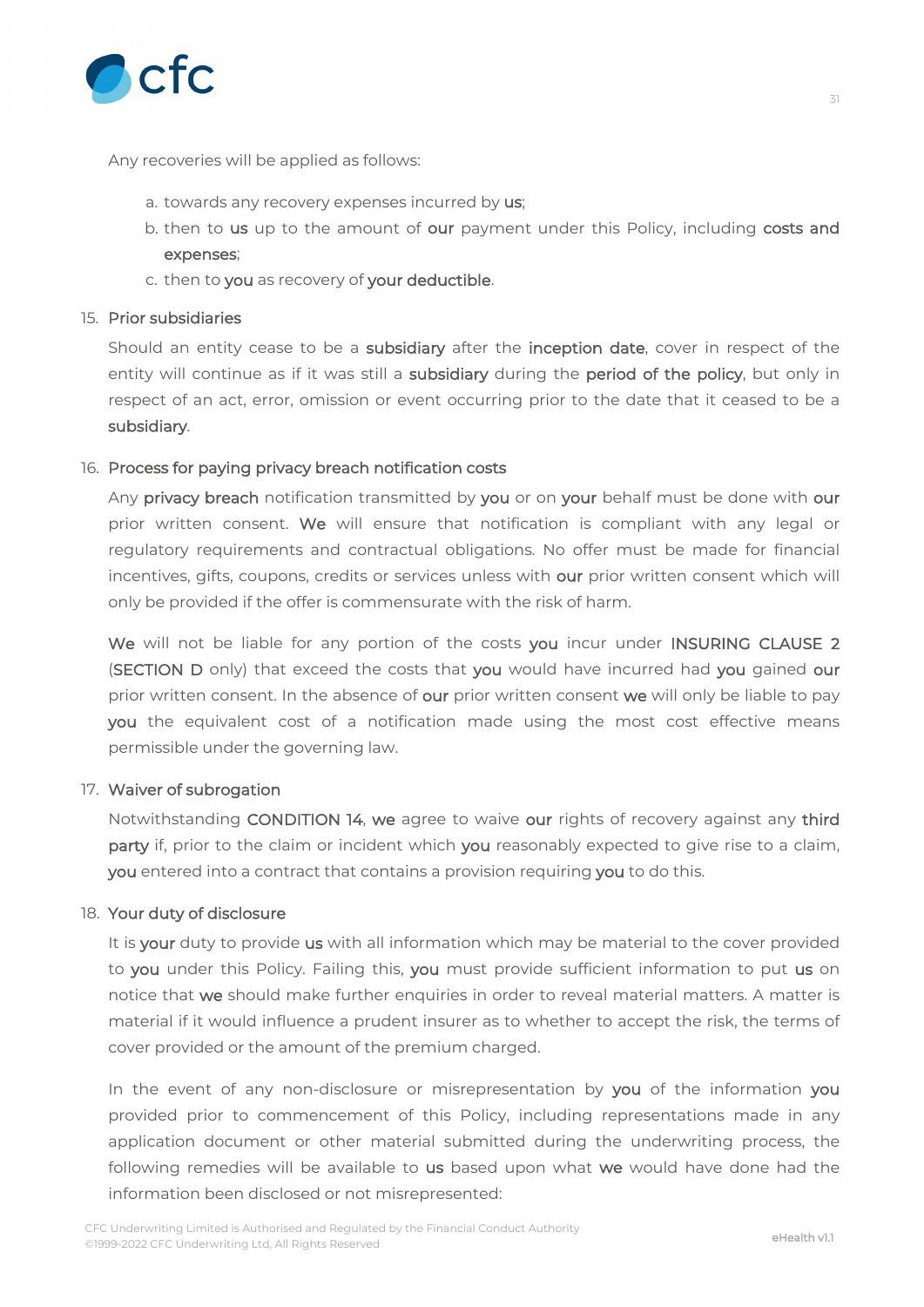Any recoveries will be applied as follows:

a. towards any recovery expenses incurred by **us**;
b. then to **us** up to the amount of **our** payment under this Policy, including **costs and expenses**;
c. then to **you** as recovery of **your deductible**.

15. **Prior subsidiaries**

Should an entity cease to be a **subsidiary** after the **inception date**, cover in respect of the entity will continue as if it was still a **subsidiary** during the **period of the policy**, but only in respect of an act, error, omission or event occurring prior to the date that it ceased to be a **subsidiary**.

16. **Process for paying privacy breach notification costs**

Any **privacy breach** notification transmitted by **you** or on **your** behalf must be done with **our** prior written consent. **We** will ensure that notification is compliant with any legal or regulatory requirements and contractual obligations. No offer must be made for financial incentives, gifts, coupons, credits or services unless with **our** prior written consent which will only be provided if the offer is commensurate with the risk of harm.

**We** will not be liable for any portion of the costs **you** incur under INSURING CLAUSE 2 (SECTION D only) that exceed the costs that **you** would have incurred had **you** gained **our** prior written consent. In the absence of **our** prior written consent **we** will only be liable to pay **you** the equivalent cost of a notification made using the most cost effective means permissible under the governing law.

17. **Waiver of subrogation**

Notwithstanding CONDITION 14, **we** agree to waive **our** rights of recovery against any **third party** if, prior to the claim or incident which **you** reasonably expected to give rise to a claim, **you** entered into a contract that contains a provision requiring **you** to do this.

18. **Your duty of disclosure**

It is **your** duty to provide **us** with all information which may be material to the cover provided to **you** under this Policy. Failing this, **you** must provide sufficient information to put **us** on notice that **we** should make further enquiries in order to reveal material matters. A matter is material if it would influence a prudent insurer as to whether to accept the risk, the terms of cover provided or the amount of the premium charged.

In the event of any non-disclosure or misrepresentation by **you** of the information **you** provided prior to commencement of this Policy, including representations made in any application document or other material submitted during the underwriting process, the following remedies will be available to **us** based upon what **we** would have done had the information been disclosed or not misrepresented: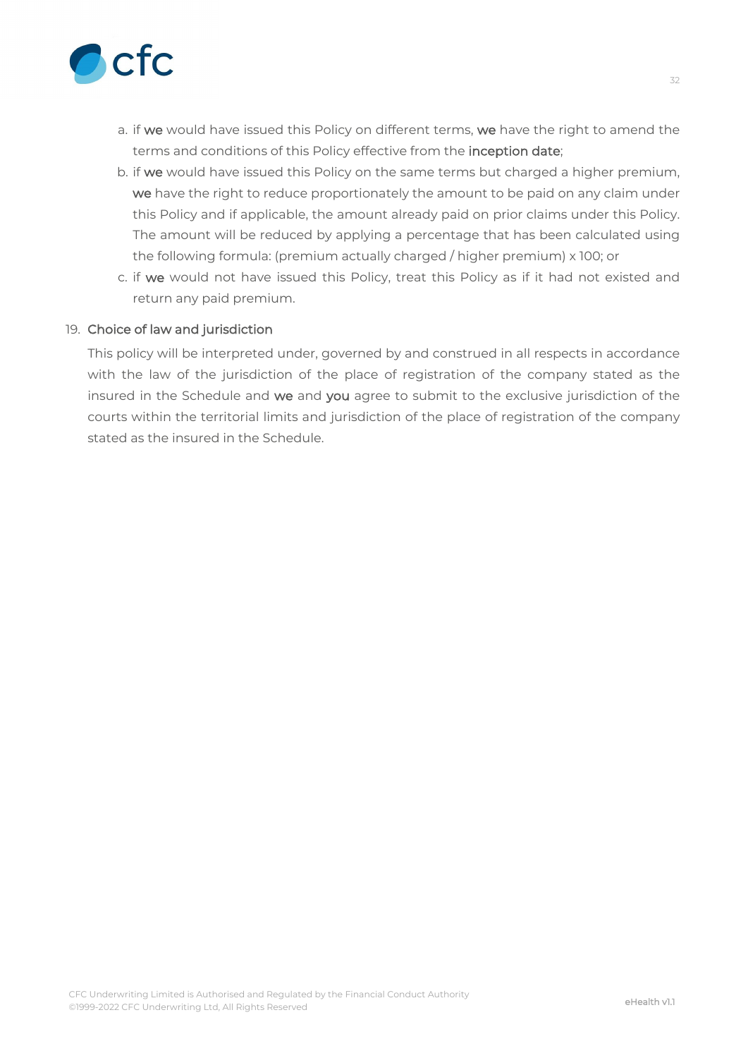a. if **we** would have issued this Policy on different terms, **we** have the right to amend the terms and conditions of this Policy effective from the **inception date**;
b. if **we** would have issued this Policy on the same terms but charged a higher premium, **we** have the right to reduce proportionately the amount to be paid on any claim under this Policy and if applicable, the amount already paid on prior claims under this Policy. The amount will be reduced by applying a percentage that has been calculated using the following formula: (premium actually charged / higher premium) x 100; or
c. if **we** would not have issued this Policy, treat this Policy as if it had not existed and return any paid premium.

19. **Choice of law and jurisdiction**

This policy will be interpreted under, governed by and construed in all respects in accordance with the law of the jurisdiction of the place of registration of the company stated as the insured in the Schedule and **we** and **you** agree to submit to the exclusive jurisdiction of the courts within the territorial limits and jurisdiction of the place of registration of the company stated as the insured in the Schedule.